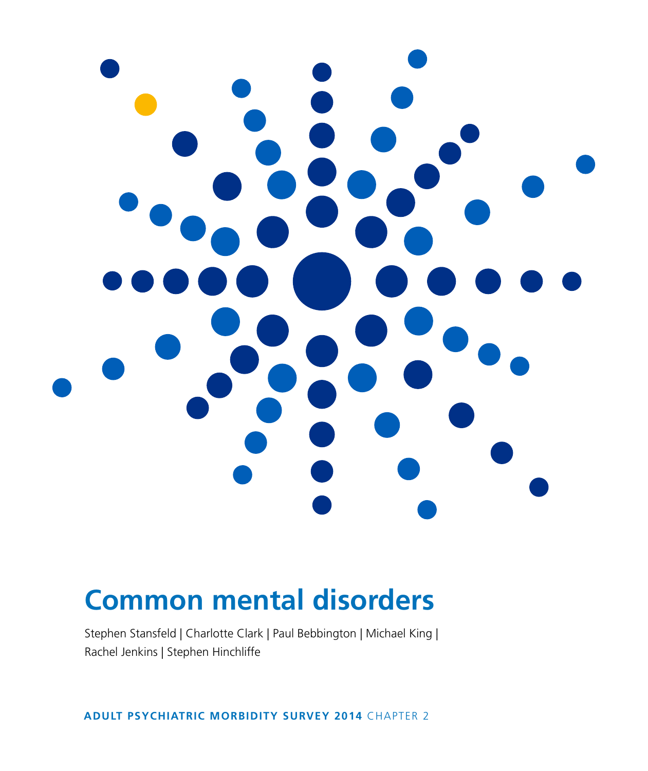# Common mental disorders

Stephen Stansfeld | Charlotte Clark | Paul Bebbington | Michael King | Rachel Jenkins | Stephen Hinchliffe

**ADULT PSYCHIATRIC MORBIDITY SURVEY 2014** CHAPTER 2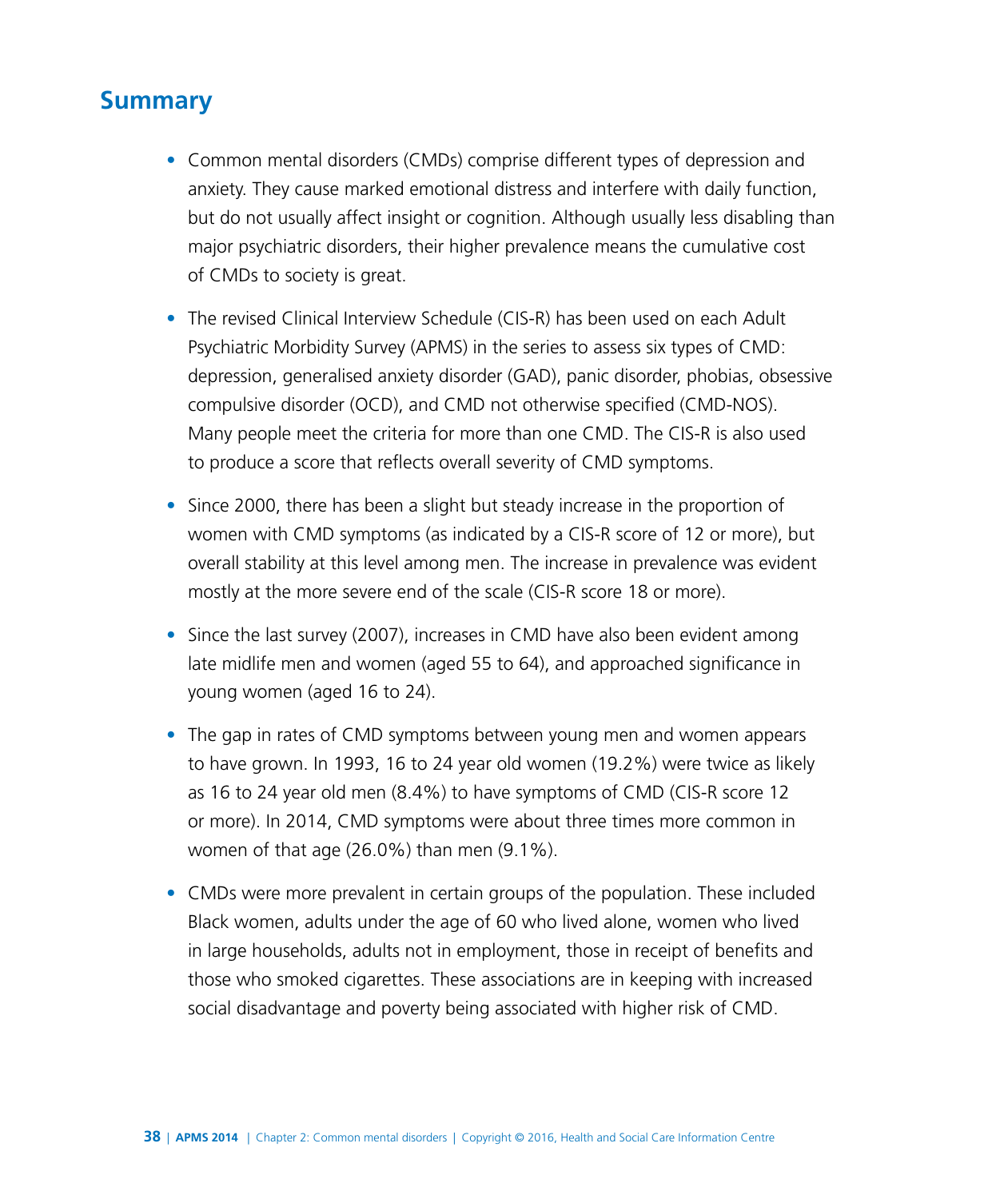## Summary

- Common mental disorders (CMDs) comprise different types of depression and anxiety. They cause marked emotional distress and interfere with daily function, but do not usually affect insight or cognition. Although usually less disabling than major psychiatric disorders, their higher prevalence means the cumulative cost of CMDs to society is great.

- The revised Clinical Interview Schedule (CIS-R) has been used on each Adult Psychiatric Morbidity Survey (APMS) in the series to assess six types of CMD: depression, generalised anxiety disorder (GAD), panic disorder, phobias, obsessive compulsive disorder (OCD), and CMD not otherwise specified (CMD-NOS). Many people meet the criteria for more than one CMD. The CIS-R is also used to produce a score that reflects overall severity of CMD symptoms.

- Since 2000, there has been a slight but steady increase in the proportion of women with CMD symptoms (as indicated by a CIS-R score of 12 or more), but overall stability at this level among men. The increase in prevalence was evident mostly at the more severe end of the scale (CIS-R score 18 or more).

- Since the last survey (2007), increases in CMD have also been evident among late midlife men and women (aged 55 to 64), and approached significance in young women (aged 16 to 24).

- The gap in rates of CMD symptoms between young men and women appears to have grown. In 1993, 16 to 24 year old women (19.2%) were twice as likely as 16 to 24 year old men (8.4%) to have symptoms of CMD (CIS-R score 12 or more). In 2014, CMD symptoms were about three times more common in women of that age (26.0%) than men (9.1%).

- CMDs were more prevalent in certain groups of the population. These included Black women, adults under the age of 60 who lived alone, women who lived in large households, adults not in employment, those in receipt of benefits and those who smoked cigarettes. These associations are in keeping with increased social disadvantage and poverty being associated with higher risk of CMD.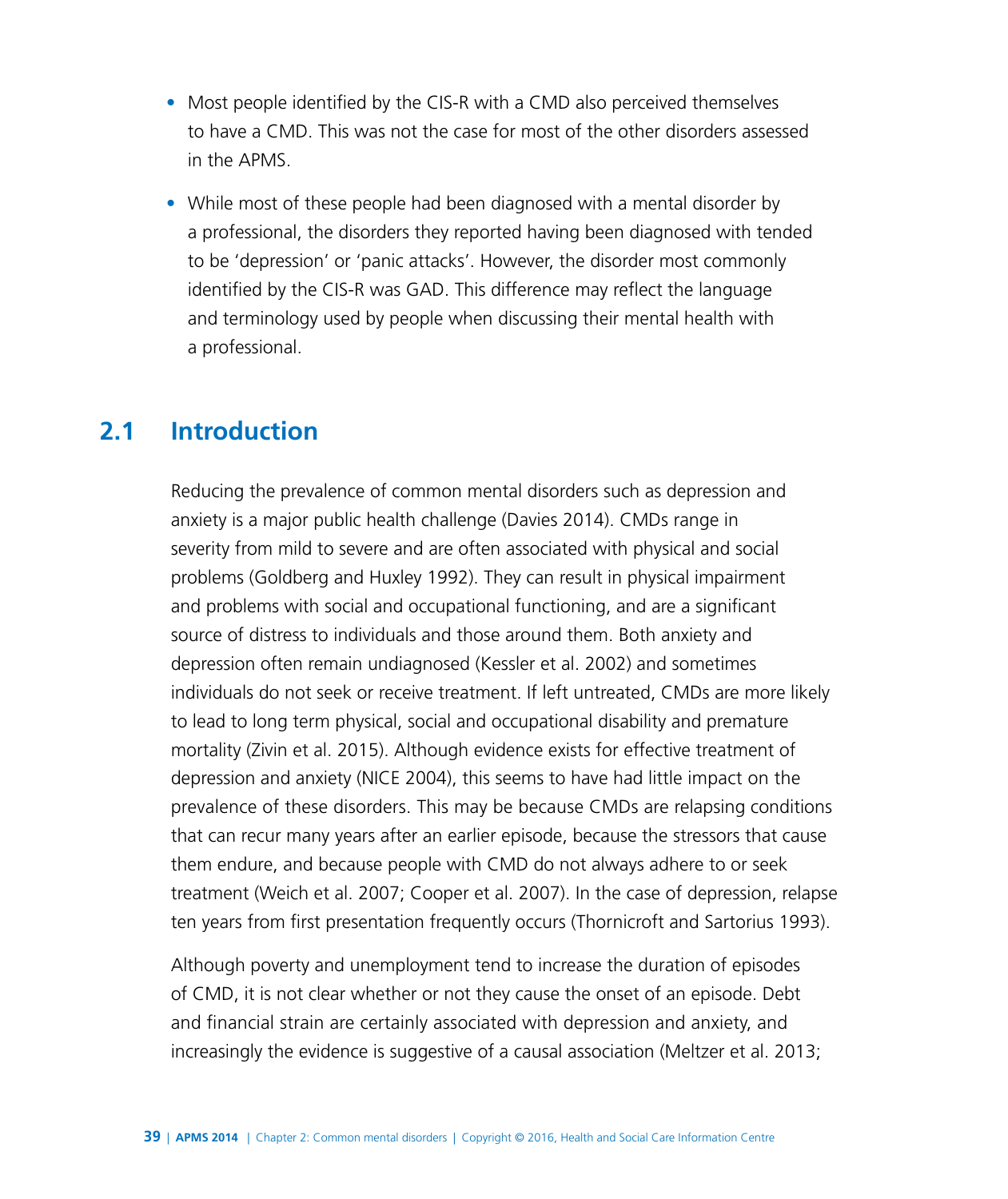- Most people identified by the CIS-R with a CMD also perceived themselves to have a CMD. This was not the case for most of the other disorders assessed in the APMS.
- While most of these people had been diagnosed with a mental disorder by a professional, the disorders they reported having been diagnosed with tended to be 'depression' or 'panic attacks'. However, the disorder most commonly identified by the CIS-R was GAD. This difference may reflect the language and terminology used by people when discussing their mental health with a professional.

## 2.1 Introduction

Reducing the prevalence of common mental disorders such as depression and anxiety is a major public health challenge (Davies 2014). CMDs range in severity from mild to severe and are often associated with physical and social problems (Goldberg and Huxley 1992). They can result in physical impairment and problems with social and occupational functioning, and are a significant source of distress to individuals and those around them. Both anxiety and depression often remain undiagnosed (Kessler et al. 2002) and sometimes individuals do not seek or receive treatment. If left untreated, CMDs are more likely to lead to long term physical, social and occupational disability and premature mortality (Zivin et al. 2015). Although evidence exists for effective treatment of depression and anxiety (NICE 2004), this seems to have had little impact on the prevalence of these disorders. This may be because CMDs are relapsing conditions that can recur many years after an earlier episode, because the stressors that cause them endure, and because people with CMD do not always adhere to or seek treatment (Weich et al. 2007; Cooper et al. 2007). In the case of depression, relapse ten years from first presentation frequently occurs (Thornicroft and Sartorius 1993).

Although poverty and unemployment tend to increase the duration of episodes of CMD, it is not clear whether or not they cause the onset of an episode. Debt and financial strain are certainly associated with depression and anxiety, and increasingly the evidence is suggestive of a causal association (Meltzer et al. 2013;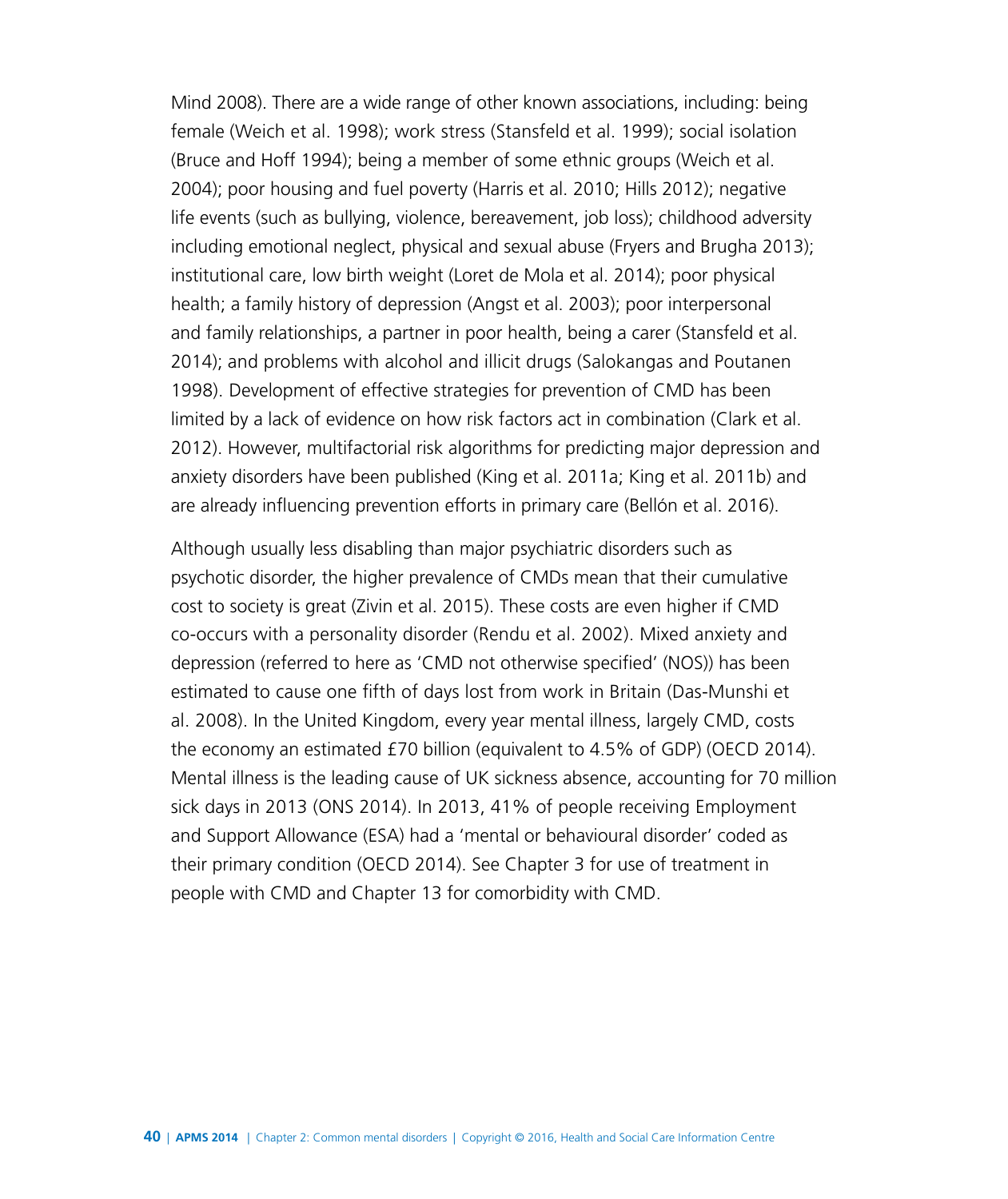Mind 2008). There are a wide range of other known associations, including: being female (Weich et al. 1998); work stress (Stansfeld et al. 1999); social isolation (Bruce and Hoff 1994); being a member of some ethnic groups (Weich et al. 2004); poor housing and fuel poverty (Harris et al. 2010; Hills 2012); negative life events (such as bullying, violence, bereavement, job loss); childhood adversity including emotional neglect, physical and sexual abuse (Fryers and Brugha 2013); institutional care, low birth weight (Loret de Mola et al. 2014); poor physical health; a family history of depression (Angst et al. 2003); poor interpersonal and family relationships, a partner in poor health, being a carer (Stansfeld et al. 2014); and problems with alcohol and illicit drugs (Salokangas and Poutanen 1998). Development of effective strategies for prevention of CMD has been limited by a lack of evidence on how risk factors act in combination (Clark et al. 2012). However, multifactorial risk algorithms for predicting major depression and anxiety disorders have been published (King et al. 2011a; King et al. 2011b) and are already influencing prevention efforts in primary care (Bellón et al. 2016).

Although usually less disabling than major psychiatric disorders such as psychotic disorder, the higher prevalence of CMDs mean that their cumulative cost to society is great (Zivin et al. 2015). These costs are even higher if CMD co-occurs with a personality disorder (Rendu et al. 2002). Mixed anxiety and depression (referred to here as 'CMD not otherwise specified' (NOS)) has been estimated to cause one fifth of days lost from work in Britain (Das-Munshi et al. 2008). In the United Kingdom, every year mental illness, largely CMD, costs the economy an estimated £70 billion (equivalent to 4.5% of GDP) (OECD 2014). Mental illness is the leading cause of UK sickness absence, accounting for 70 million sick days in 2013 (ONS 2014). In 2013, 41% of people receiving Employment and Support Allowance (ESA) had a 'mental or behavioural disorder' coded as their primary condition (OECD 2014). See Chapter 3 for use of treatment in people with CMD and Chapter 13 for comorbidity with CMD.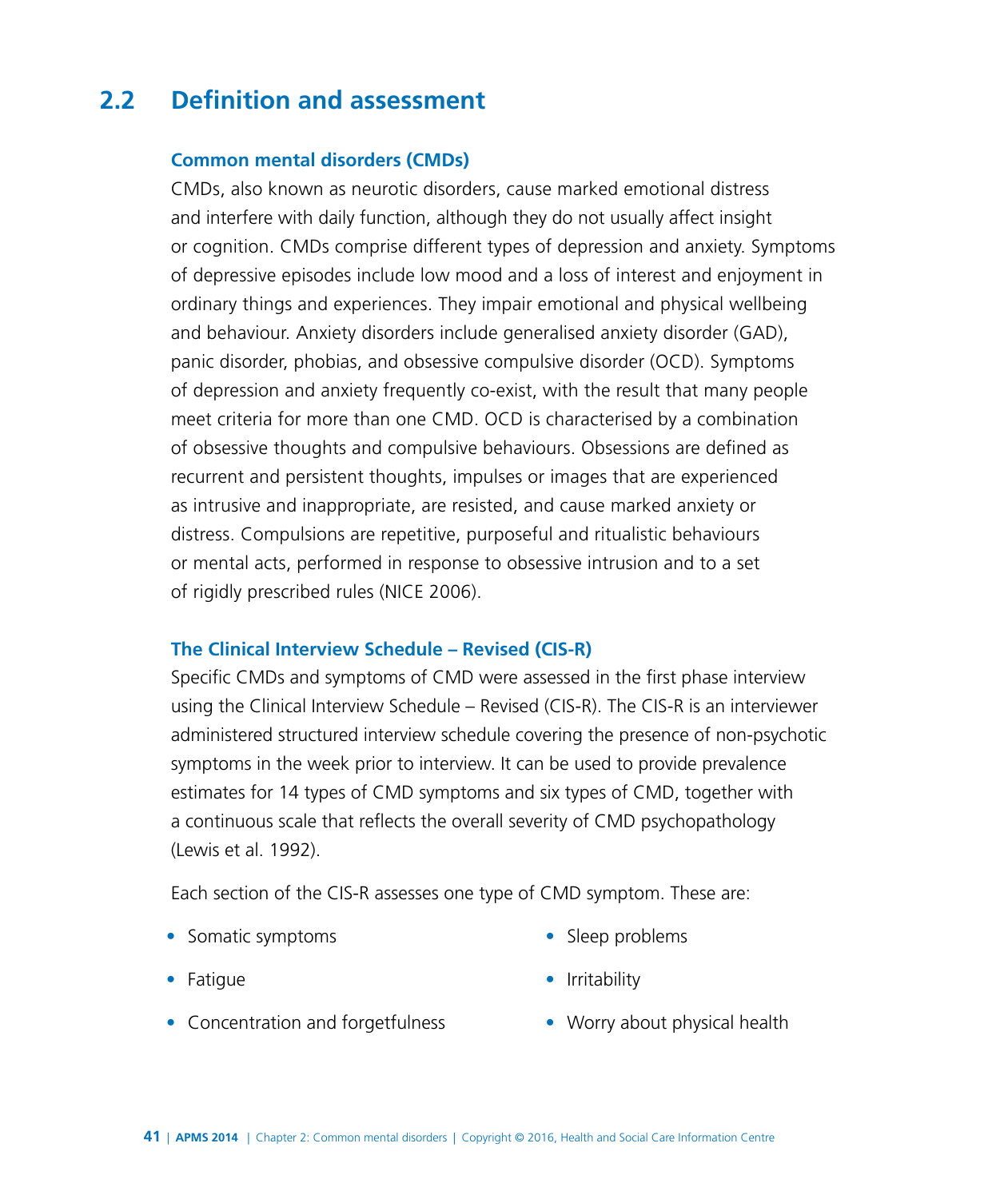## 2.2 Definition and assessment

### Common mental disorders (CMDs)

CMDs, also known as neurotic disorders, cause marked emotional distress and interfere with daily function, although they do not usually affect insight or cognition. CMDs comprise different types of depression and anxiety. Symptoms of depressive episodes include low mood and a loss of interest and enjoyment in ordinary things and experiences. They impair emotional and physical wellbeing and behaviour. Anxiety disorders include generalised anxiety disorder (GAD), panic disorder, phobias, and obsessive compulsive disorder (OCD). Symptoms of depression and anxiety frequently co-exist, with the result that many people meet criteria for more than one CMD. OCD is characterised by a combination of obsessive thoughts and compulsive behaviours. Obsessions are defined as recurrent and persistent thoughts, impulses or images that are experienced as intrusive and inappropriate, are resisted, and cause marked anxiety or distress. Compulsions are repetitive, purposeful and ritualistic behaviours or mental acts, performed in response to obsessive intrusion and to a set of rigidly prescribed rules (NICE 2006).

### The Clinical Interview Schedule – Revised (CIS-R)

Specific CMDs and symptoms of CMD were assessed in the first phase interview using the Clinical Interview Schedule – Revised (CIS-R). The CIS-R is an interviewer administered structured interview schedule covering the presence of non-psychotic symptoms in the week prior to interview. It can be used to provide prevalence estimates for 14 types of CMD symptoms and six types of CMD, together with a continuous scale that reflects the overall severity of CMD psychopathology (Lewis et al. 1992).

Each section of the CIS-R assesses one type of CMD symptom. These are:

- Somatic symptoms
- Fatigue
- Concentration and forgetfulness
- Sleep problems
- Irritability
- Worry about physical health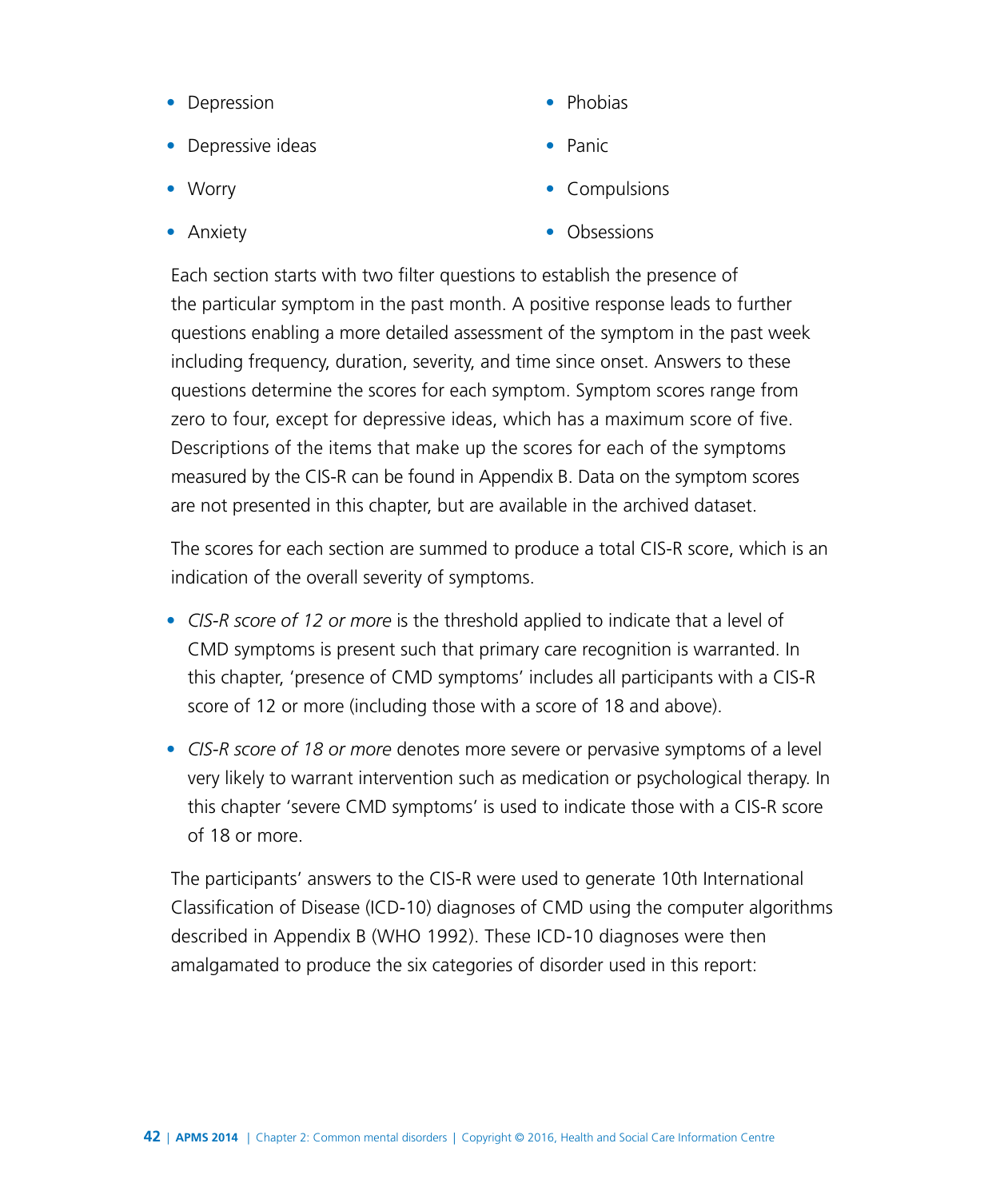- Depression
- Depressive ideas
- Worry
- Anxiety
- Phobias
- Panic
- Compulsions
- Obsessions

Each section starts with two filter questions to establish the presence of the particular symptom in the past month. A positive response leads to further questions enabling a more detailed assessment of the symptom in the past week including frequency, duration, severity, and time since onset. Answers to these questions determine the scores for each symptom. Symptom scores range from zero to four, except for depressive ideas, which has a maximum score of five. Descriptions of the items that make up the scores for each of the symptoms measured by the CIS-R can be found in Appendix B. Data on the symptom scores are not presented in this chapter, but are available in the archived dataset.

The scores for each section are summed to produce a total CIS-R score, which is an indication of the overall severity of symptoms.

- *CIS-R score of 12 or more* is the threshold applied to indicate that a level of CMD symptoms is present such that primary care recognition is warranted. In this chapter, 'presence of CMD symptoms' includes all participants with a CIS-R score of 12 or more (including those with a score of 18 and above).
- *CIS-R score of 18 or more* denotes more severe or pervasive symptoms of a level very likely to warrant intervention such as medication or psychological therapy. In this chapter 'severe CMD symptoms' is used to indicate those with a CIS-R score of 18 or more.

The participants' answers to the CIS-R were used to generate 10th International Classification of Disease (ICD-10) diagnoses of CMD using the computer algorithms described in Appendix B (WHO 1992). These ICD-10 diagnoses were then amalgamated to produce the six categories of disorder used in this report: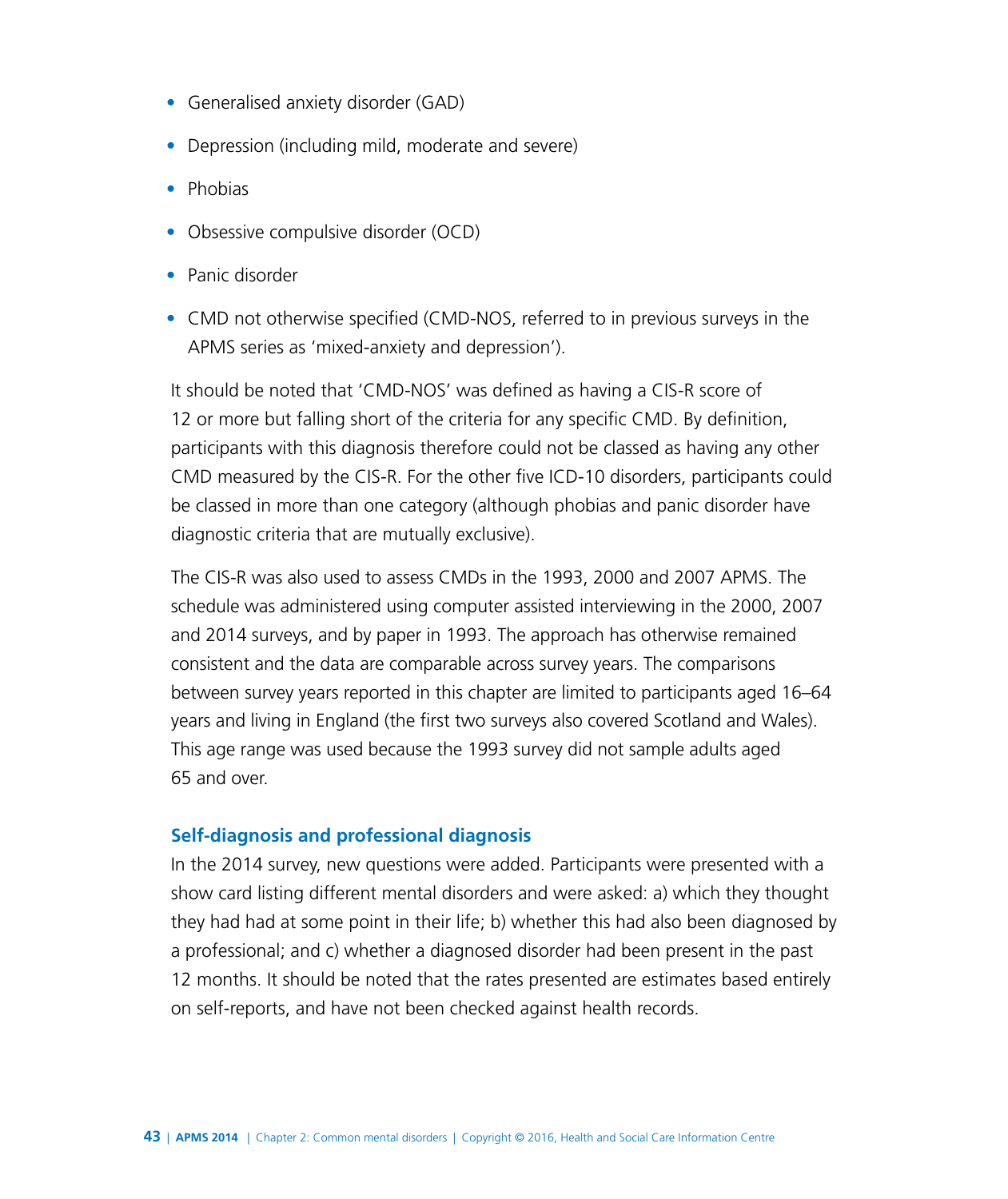- Generalised anxiety disorder (GAD)
- Depression (including mild, moderate and severe)
- Phobias
- Obsessive compulsive disorder (OCD)
- Panic disorder
- CMD not otherwise specified (CMD-NOS, referred to in previous surveys in the APMS series as 'mixed-anxiety and depression').

It should be noted that 'CMD-NOS' was defined as having a CIS-R score of 12 or more but falling short of the criteria for any specific CMD. By definition, participants with this diagnosis therefore could not be classed as having any other CMD measured by the CIS-R. For the other five ICD-10 disorders, participants could be classed in more than one category (although phobias and panic disorder have diagnostic criteria that are mutually exclusive).

The CIS-R was also used to assess CMDs in the 1993, 2000 and 2007 APMS. The schedule was administered using computer assisted interviewing in the 2000, 2007 and 2014 surveys, and by paper in 1993. The approach has otherwise remained consistent and the data are comparable across survey years. The comparisons between survey years reported in this chapter are limited to participants aged 16–64 years and living in England (the first two surveys also covered Scotland and Wales). This age range was used because the 1993 survey did not sample adults aged 65 and over.

### Self-diagnosis and professional diagnosis

In the 2014 survey, new questions were added. Participants were presented with a show card listing different mental disorders and were asked: a) which they thought they had had at some point in their life; b) whether this had also been diagnosed by a professional; and c) whether a diagnosed disorder had been present in the past 12 months. It should be noted that the rates presented are estimates based entirely on self-reports, and have not been checked against health records.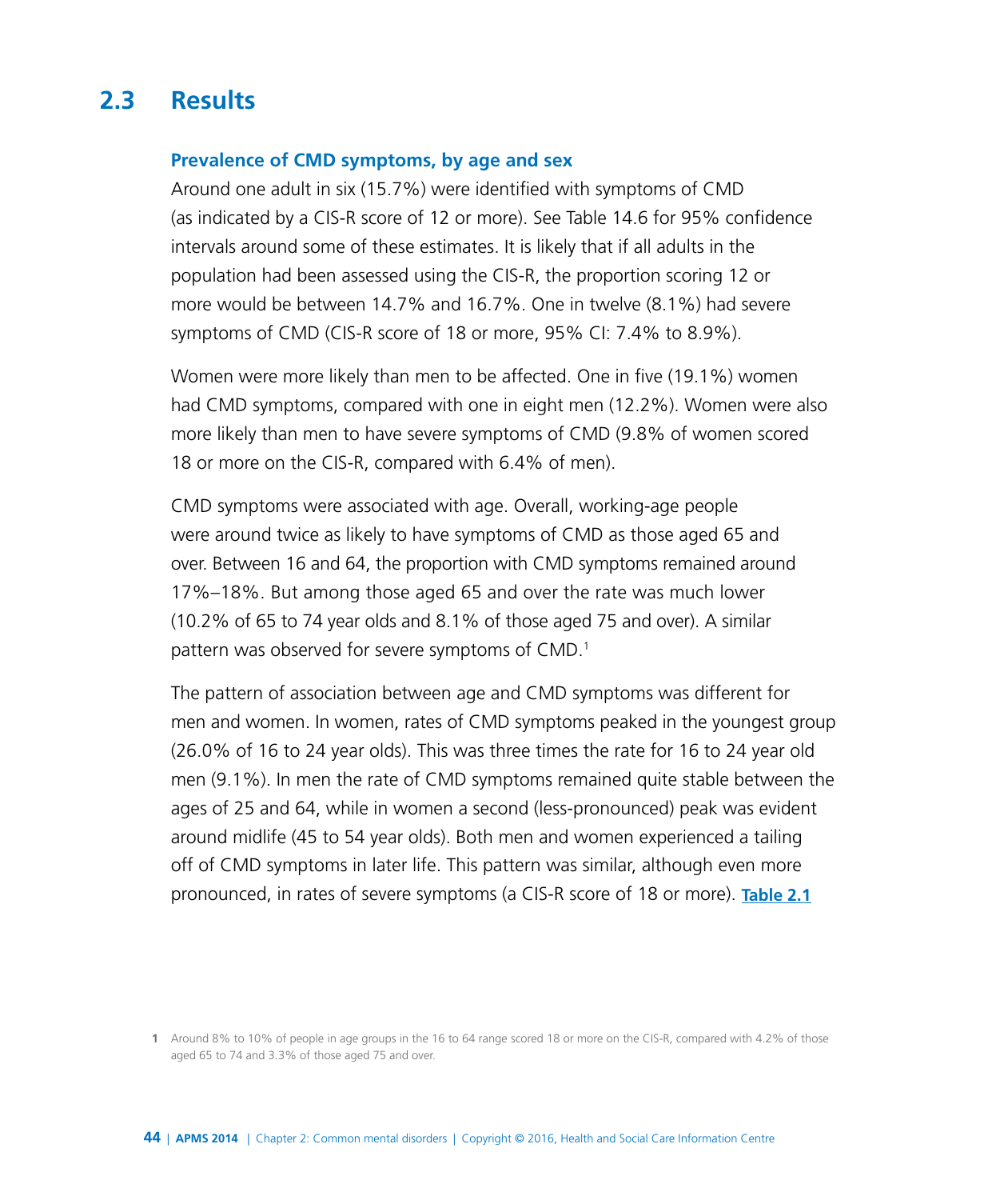## 2.3 Results

### Prevalence of CMD symptoms, by age and sex

Around one adult in six (15.7%) were identified with symptoms of CMD (as indicated by a CIS-R score of 12 or more). See Table 14.6 for 95% confidence intervals around some of these estimates. It is likely that if all adults in the population had been assessed using the CIS-R, the proportion scoring 12 or more would be between 14.7% and 16.7%. One in twelve (8.1%) had severe symptoms of CMD (CIS-R score of 18 or more, 95% CI: 7.4% to 8.9%).

Women were more likely than men to be affected. One in five (19.1%) women had CMD symptoms, compared with one in eight men (12.2%). Women were also more likely than men to have severe symptoms of CMD (9.8% of women scored 18 or more on the CIS-R, compared with 6.4% of men).

CMD symptoms were associated with age. Overall, working-age people were around twice as likely to have symptoms of CMD as those aged 65 and over. Between 16 and 64, the proportion with CMD symptoms remained around 17%–18%. But among those aged 65 and over the rate was much lower (10.2% of 65 to 74 year olds and 8.1% of those aged 75 and over). A similar pattern was observed for severe symptoms of CMD.[1]

The pattern of association between age and CMD symptoms was different for men and women. In women, rates of CMD symptoms peaked in the youngest group (26.0% of 16 to 24 year olds). This was three times the rate for 16 to 24 year old men (9.1%). In men the rate of CMD symptoms remained quite stable between the ages of 25 and 64, while in women a second (less-pronounced) peak was evident around midlife (45 to 54 year olds). Both men and women experienced a tailing off of CMD symptoms in later life. This pattern was similar, although even more pronounced, in rates of severe symptoms (a CIS-R score of 18 or more). **Table 2.1**

1 Around 8% to 10% of people in age groups in the 16 to 64 range scored 18 or more on the CIS-R, compared with 4.2% of those aged 65 to 74 and 3.3% of those aged 75 and over.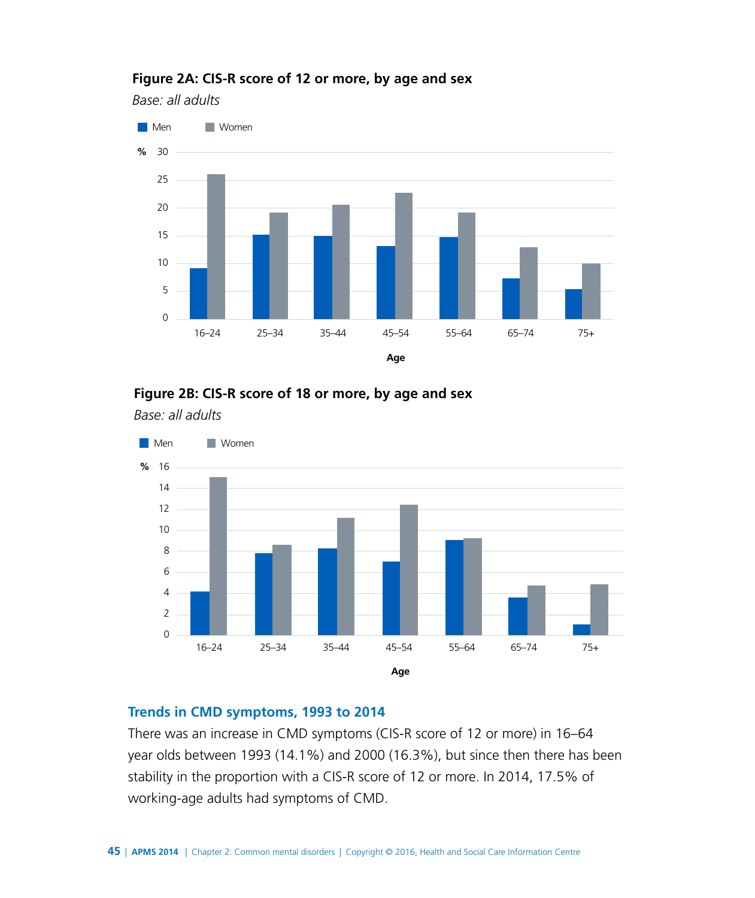**Figure 2A: CIS-R score of 12 or more, by age and sex**

*Base: all adults*

**Figure 2B: CIS-R score of 18 or more, by age and sex**

*Base: all adults*

## Trends in CMD symptoms, 1993 to 2014

There was an increase in CMD symptoms (CIS-R score of 12 or more) in 16–64 year olds between 1993 (14.1%) and 2000 (16.3%), but since then there has been stability in the proportion with a CIS-R score of 12 or more. In 2014, 17.5% of working-age adults had symptoms of CMD.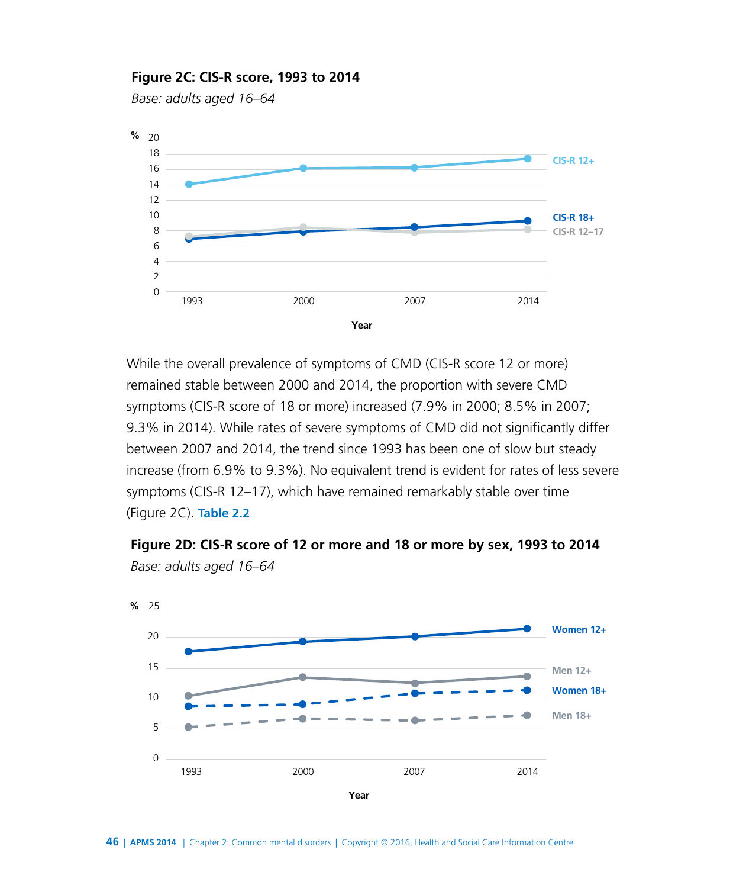**Figure 2C: CIS-R score, 1993 to 2014**

*Base: adults aged 16–64*

While the overall prevalence of symptoms of CMD (CIS-R score 12 or more) remained stable between 2000 and 2014, the proportion with severe CMD symptoms (CIS-R score of 18 or more) increased (7.9% in 2000; 8.5% in 2007; 9.3% in 2014). While rates of severe symptoms of CMD did not significantly differ between 2007 and 2014, the trend since 1993 has been one of slow but steady increase (from 6.9% to 9.3%). No equivalent trend is evident for rates of less severe symptoms (CIS-R 12–17), which have remained remarkably stable over time (Figure 2C). **Table 2.2**

**Figure 2D: CIS-R score of 12 or more and 18 or more by sex, 1993 to 2014**

*Base: adults aged 16–64*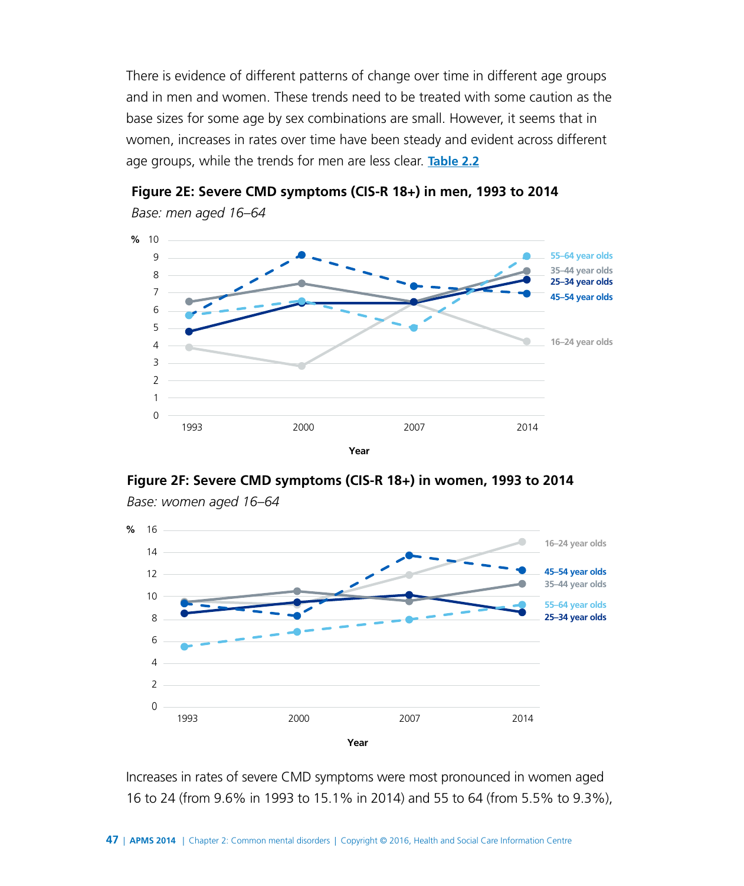There is evidence of different patterns of change over time in different age groups and in men and women. These trends need to be treated with some caution as the base sizes for some age by sex combinations are small. However, it seems that in women, increases in rates over time have been steady and evident across different age groups, while the trends for men are less clear. **Table 2.2**

**Figure 2E: Severe CMD symptoms (CIS-R 18+) in men, 1993 to 2014**

*Base: men aged 16–64*

**Figure 2F: Severe CMD symptoms (CIS-R 18+) in women, 1993 to 2014**

*Base: women aged 16–64*

Increases in rates of severe CMD symptoms were most pronounced in women aged 16 to 24 (from 9.6% in 1993 to 15.1% in 2014) and 55 to 64 (from 5.5% to 9.3%),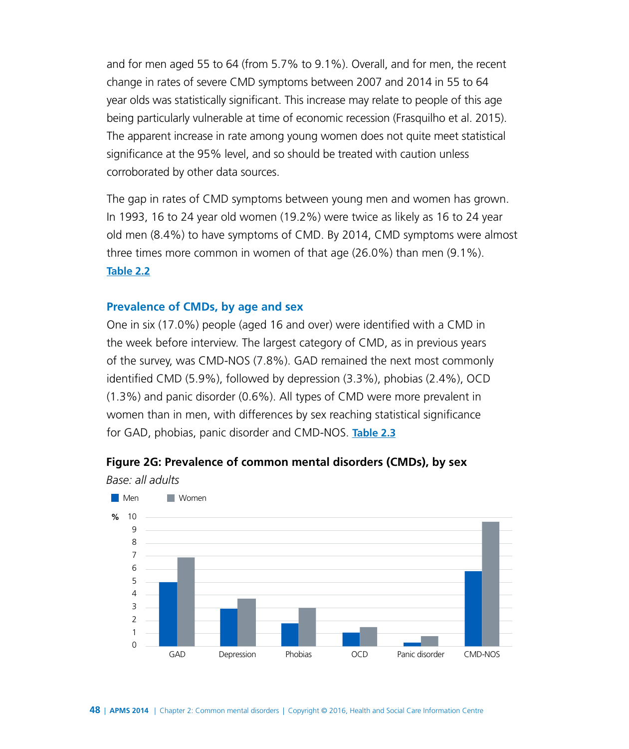and for men aged 55 to 64 (from 5.7% to 9.1%). Overall, and for men, the recent change in rates of severe CMD symptoms between 2007 and 2014 in 55 to 64 year olds was statistically significant. This increase may relate to people of this age being particularly vulnerable at time of economic recession (Frasquilho et al. 2015). The apparent increase in rate among young women does not quite meet statistical significance at the 95% level, and so should be treated with caution unless corroborated by other data sources.

The gap in rates of CMD symptoms between young men and women has grown. In 1993, 16 to 24 year old women (19.2%) were twice as likely as 16 to 24 year old men (8.4%) to have symptoms of CMD. By 2014, CMD symptoms were almost three times more common in women of that age (26.0%) than men (9.1%). **Table 2.2**

### Prevalence of CMDs, by age and sex

One in six (17.0%) people (aged 16 and over) were identified with a CMD in the week before interview. The largest category of CMD, as in previous years of the survey, was CMD-NOS (7.8%). GAD remained the next most commonly identified CMD (5.9%), followed by depression (3.3%), phobias (2.4%), OCD (1.3%) and panic disorder (0.6%). All types of CMD were more prevalent in women than in men, with differences by sex reaching statistical significance for GAD, phobias, panic disorder and CMD-NOS. **Table 2.3**

**Figure 2G: Prevalence of common mental disorders (CMDs), by sex**

*Base: all adults*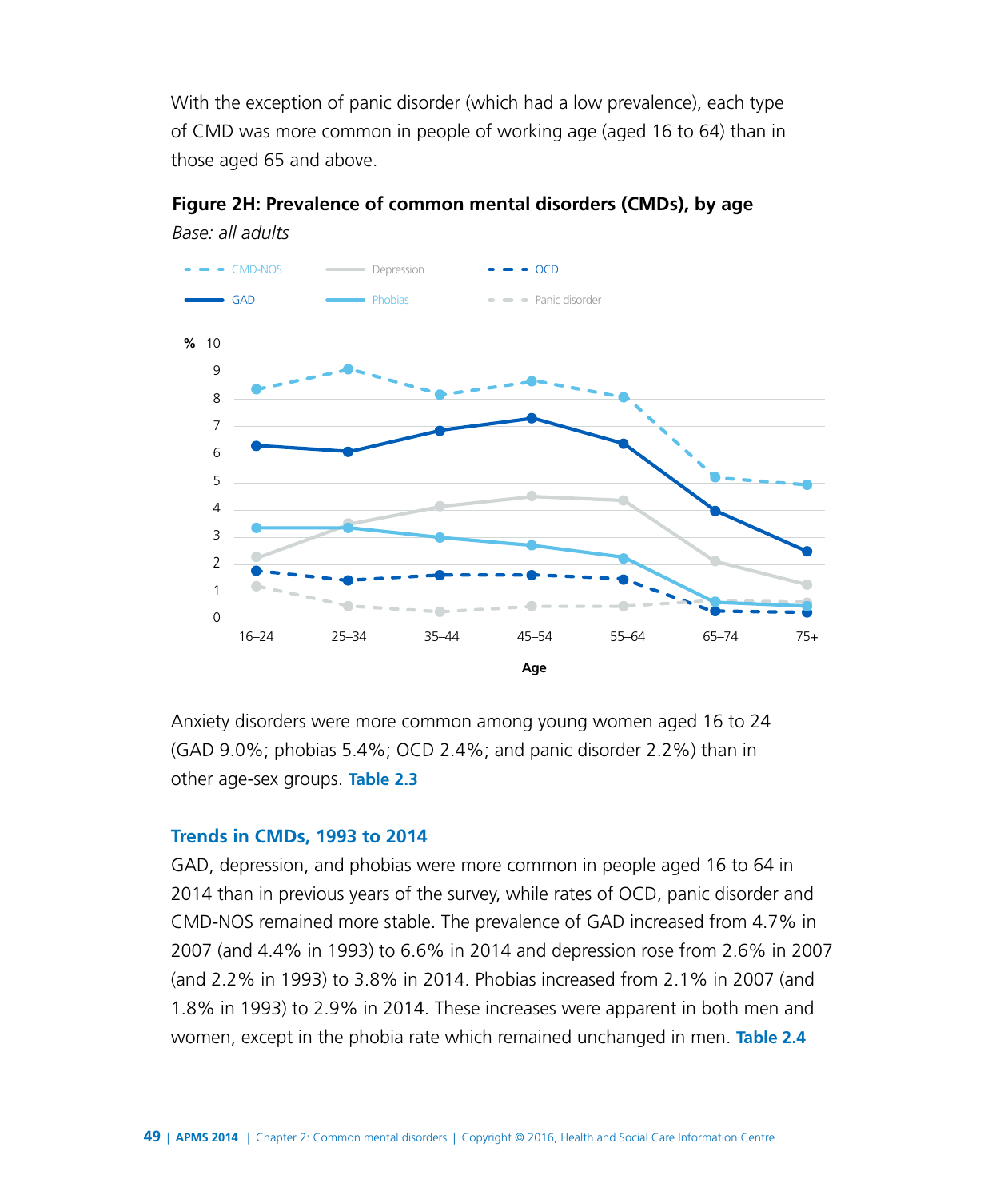With the exception of panic disorder (which had a low prevalence), each type of CMD was more common in people of working age (aged 16 to 64) than in those aged 65 and above.

**Figure 2H: Prevalence of common mental disorders (CMDs), by age**

*Base: all adults*

Anxiety disorders were more common among young women aged 16 to 24 (GAD 9.0%; phobias 5.4%; OCD 2.4%; and panic disorder 2.2%) than in other age-sex groups. **Table 2.3**

### Trends in CMDs, 1993 to 2014

GAD, depression, and phobias were more common in people aged 16 to 64 in 2014 than in previous years of the survey, while rates of OCD, panic disorder and CMD-NOS remained more stable. The prevalence of GAD increased from 4.7% in 2007 (and 4.4% in 1993) to 6.6% in 2014 and depression rose from 2.6% in 2007 (and 2.2% in 1993) to 3.8% in 2014. Phobias increased from 2.1% in 2007 (and 1.8% in 1993) to 2.9% in 2014. These increases were apparent in both men and women, except in the phobia rate which remained unchanged in men. **Table 2.4**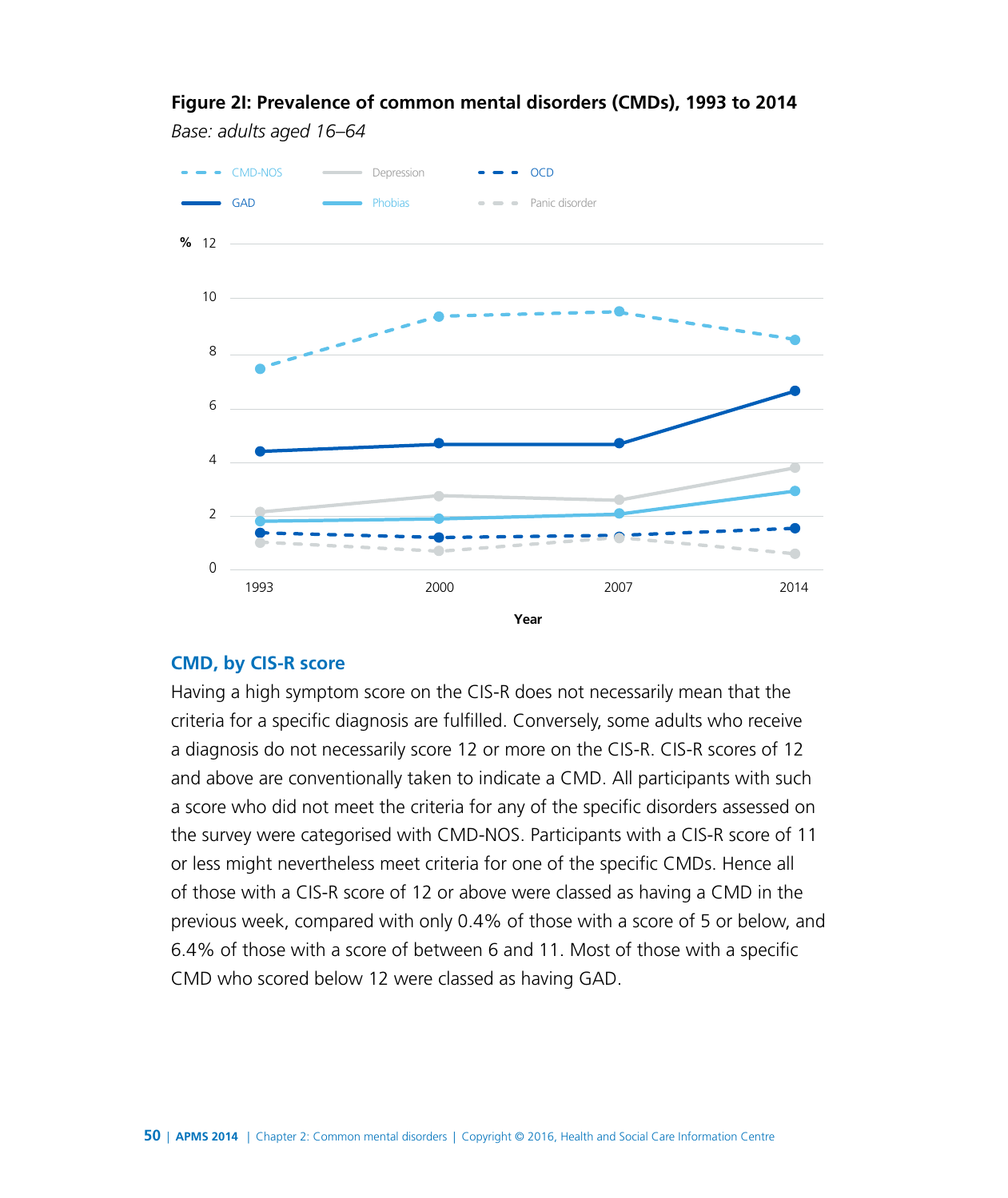**Figure 2I: Prevalence of common mental disorders (CMDs), 1993 to 2014**

*Base: adults aged 16–64*

## CMD, by CIS-R score

Having a high symptom score on the CIS-R does not necessarily mean that the criteria for a specific diagnosis are fulfilled. Conversely, some adults who receive a diagnosis do not necessarily score 12 or more on the CIS-R. CIS-R scores of 12 and above are conventionally taken to indicate a CMD. All participants with such a score who did not meet the criteria for any of the specific disorders assessed on the survey were categorised with CMD-NOS. Participants with a CIS-R score of 11 or less might nevertheless meet criteria for one of the specific CMDs. Hence all of those with a CIS-R score of 12 or above were classed as having a CMD in the previous week, compared with only 0.4% of those with a score of 5 or below, and 6.4% of those with a score of between 6 and 11. Most of those with a specific CMD who scored below 12 were classed as having GAD.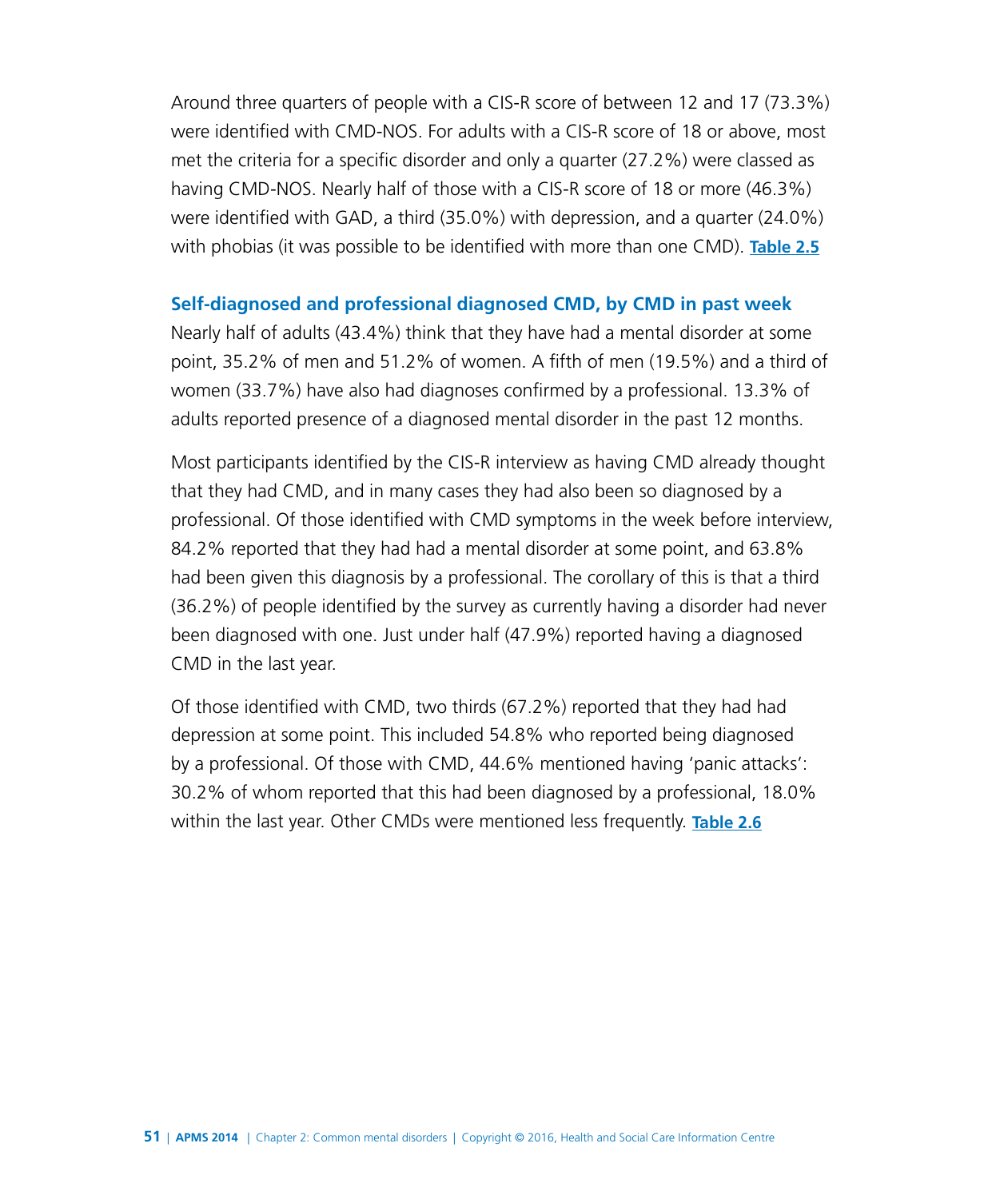Around three quarters of people with a CIS-R score of between 12 and 17 (73.3%) were identified with CMD-NOS. For adults with a CIS-R score of 18 or above, most met the criteria for a specific disorder and only a quarter (27.2%) were classed as having CMD-NOS. Nearly half of those with a CIS-R score of 18 or more (46.3%) were identified with GAD, a third (35.0%) with depression, and a quarter (24.0%) with phobias (it was possible to be identified with more than one CMD). **Table 2.5**

### Self-diagnosed and professional diagnosed CMD, by CMD in past week

Nearly half of adults (43.4%) think that they have had a mental disorder at some point, 35.2% of men and 51.2% of women. A fifth of men (19.5%) and a third of women (33.7%) have also had diagnoses confirmed by a professional. 13.3% of adults reported presence of a diagnosed mental disorder in the past 12 months.

Most participants identified by the CIS-R interview as having CMD already thought that they had CMD, and in many cases they had also been so diagnosed by a professional. Of those identified with CMD symptoms in the week before interview, 84.2% reported that they had had a mental disorder at some point, and 63.8% had been given this diagnosis by a professional. The corollary of this is that a third (36.2%) of people identified by the survey as currently having a disorder had never been diagnosed with one. Just under half (47.9%) reported having a diagnosed CMD in the last year.

Of those identified with CMD, two thirds (67.2%) reported that they had had depression at some point. This included 54.8% who reported being diagnosed by a professional. Of those with CMD, 44.6% mentioned having 'panic attacks': 30.2% of whom reported that this had been diagnosed by a professional, 18.0% within the last year. Other CMDs were mentioned less frequently. **Table 2.6**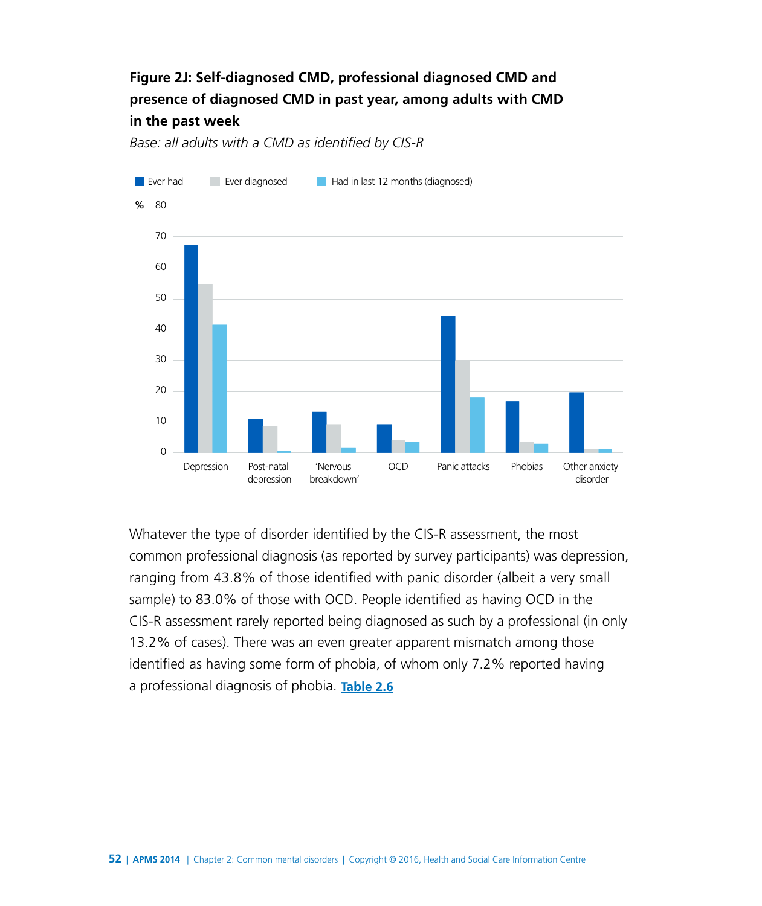**Figure 2J: Self-diagnosed CMD, professional diagnosed CMD and presence of diagnosed CMD in past year, among adults with CMD in the past week**

*Base: all adults with a CMD as identified by CIS-R*

Whatever the type of disorder identified by the CIS-R assessment, the most common professional diagnosis (as reported by survey participants) was depression, ranging from 43.8% of those identified with panic disorder (albeit a very small sample) to 83.0% of those with OCD. People identified as having OCD in the CIS-R assessment rarely reported being diagnosed as such by a professional (in only 13.2% of cases). There was an even greater apparent mismatch among those identified as having some form of phobia, of whom only 7.2% reported having a professional diagnosis of phobia. **Table 2.6**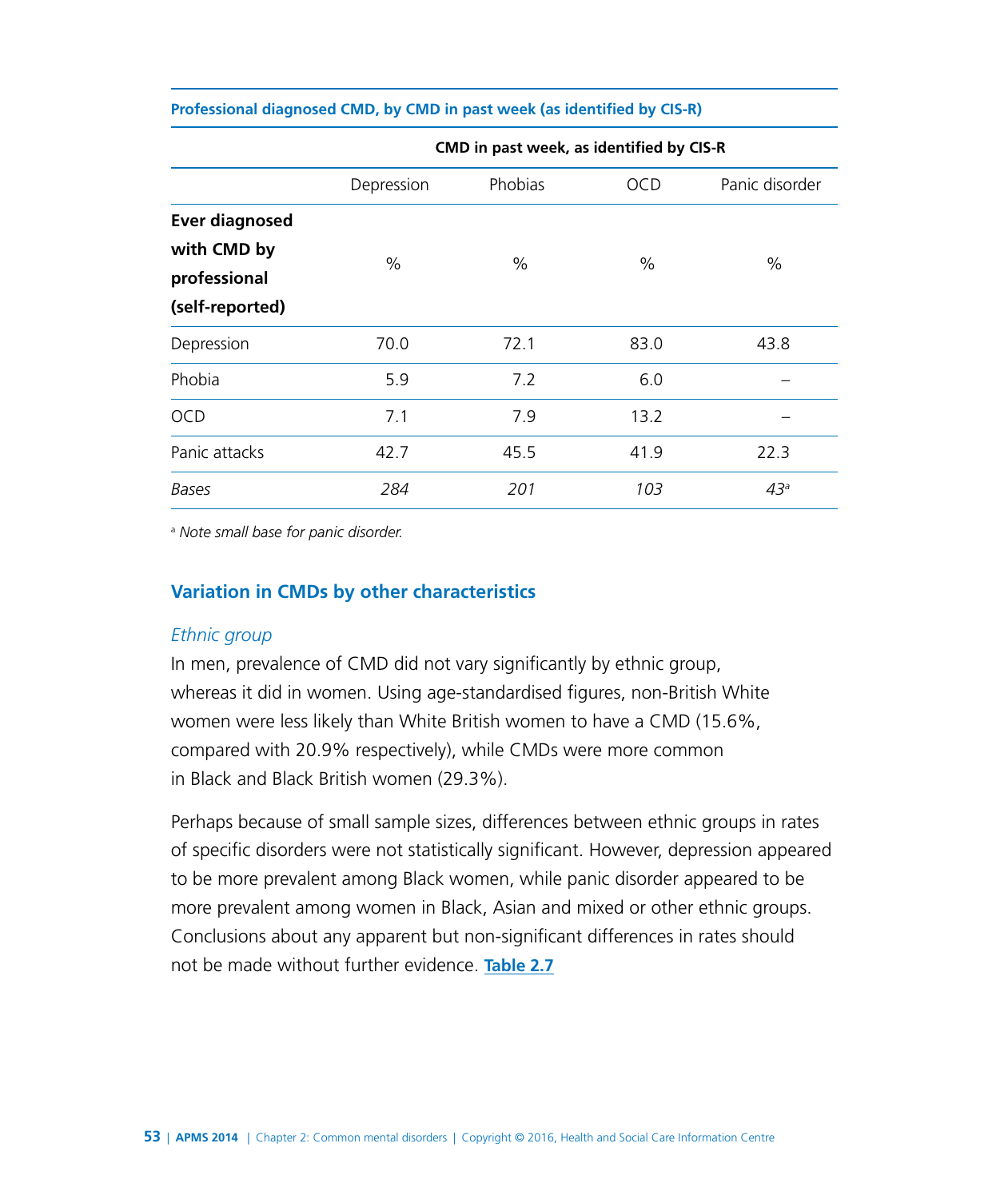**Professional diagnosed CMD, by CMD in past week (as identified by CIS-R)**

| | CMD in past week, as identified by CIS-R | | | |
|---|---|---|---|---|
| | Depression | Phobias | OCD | Panic disorder |
| **Ever diagnosed with CMD by professional (self-reported)** | % | % | % | % |
| Depression | 70.0 | 72.1 | 83.0 | 43.8 |
| Phobia | 5.9 | 7.2 | 6.0 | – |
| OCD | 7.1 | 7.9 | 13.2 | – |
| Panic attacks | 42.7 | 45.5 | 41.9 | 22.3 |
| *Bases* | *284* | *201* | *103* | *43*[a] |

[a] *Note small base for panic disorder.*

## Variation in CMDs by other characteristics

*Ethnic group*

In men, prevalence of CMD did not vary significantly by ethnic group, whereas it did in women. Using age-standardised figures, non-British White women were less likely than White British women to have a CMD (15.6%, compared with 20.9% respectively), while CMDs were more common in Black and Black British women (29.3%).

Perhaps because of small sample sizes, differences between ethnic groups in rates of specific disorders were not statistically significant. However, depression appeared to be more prevalent among Black women, while panic disorder appeared to be more prevalent among women in Black, Asian and mixed or other ethnic groups. Conclusions about any apparent but non-significant differences in rates should not be made without further evidence. **Table 2.7**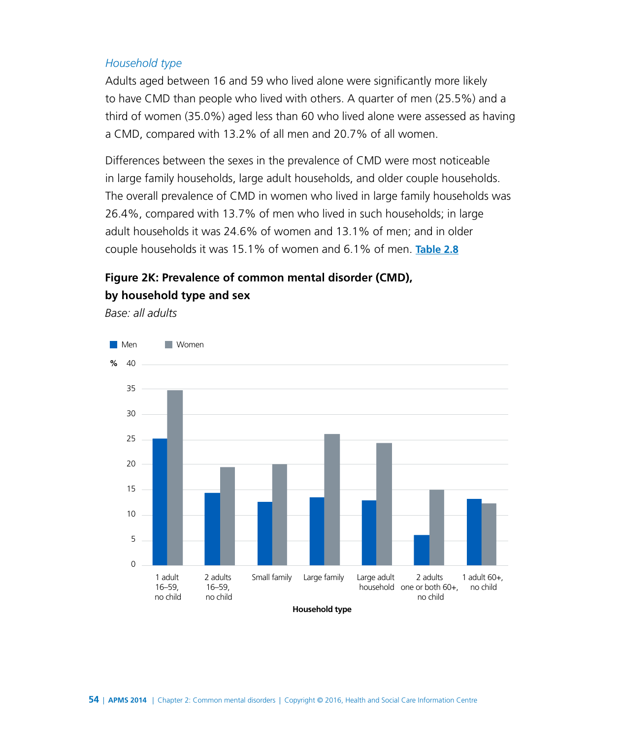### *Household type*

Adults aged between 16 and 59 who lived alone were significantly more likely to have CMD than people who lived with others. A quarter of men (25.5%) and a third of women (35.0%) aged less than 60 who lived alone were assessed as having a CMD, compared with 13.2% of all men and 20.7% of all women.

Differences between the sexes in the prevalence of CMD were most noticeable in large family households, large adult households, and older couple households. The overall prevalence of CMD in women who lived in large family households was 26.4%, compared with 13.7% of men who lived in such households; in large adult households it was 24.6% of women and 13.1% of men; and in older couple households it was 15.1% of women and 6.1% of men. **Table 2.8**

**Figure 2K: Prevalence of common mental disorder (CMD), by household type and sex**

*Base: all adults*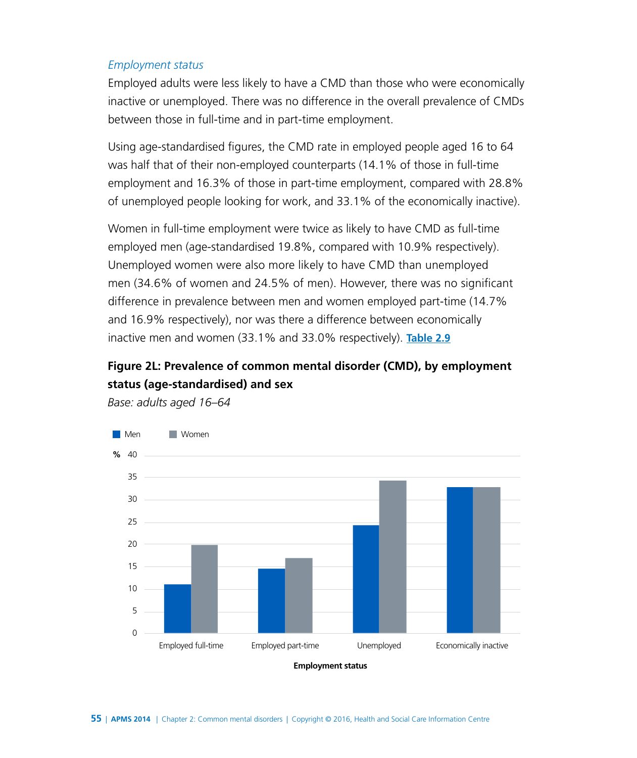*Employment status*

Employed adults were less likely to have a CMD than those who were economically inactive or unemployed. There was no difference in the overall prevalence of CMDs between those in full-time and in part-time employment.

Using age-standardised figures, the CMD rate in employed people aged 16 to 64 was half that of their non-employed counterparts (14.1% of those in full-time employment and 16.3% of those in part-time employment, compared with 28.8% of unemployed people looking for work, and 33.1% of the economically inactive).

Women in full-time employment were twice as likely to have CMD as full-time employed men (age-standardised 19.8%, compared with 10.9% respectively). Unemployed women were also more likely to have CMD than unemployed men (34.6% of women and 24.5% of men). However, there was no significant difference in prevalence between men and women employed part-time (14.7% and 16.9% respectively), nor was there a difference between economically inactive men and women (33.1% and 33.0% respectively). **Table 2.9**

**Figure 2L: Prevalence of common mental disorder (CMD), by employment status (age-standardised) and sex**

*Base: adults aged 16–64*

Legend: Men, Women

Y-axis: % (0–40)

X-axis: Employment status — Employed full-time, Employed part-time, Unemployed, Economically inactive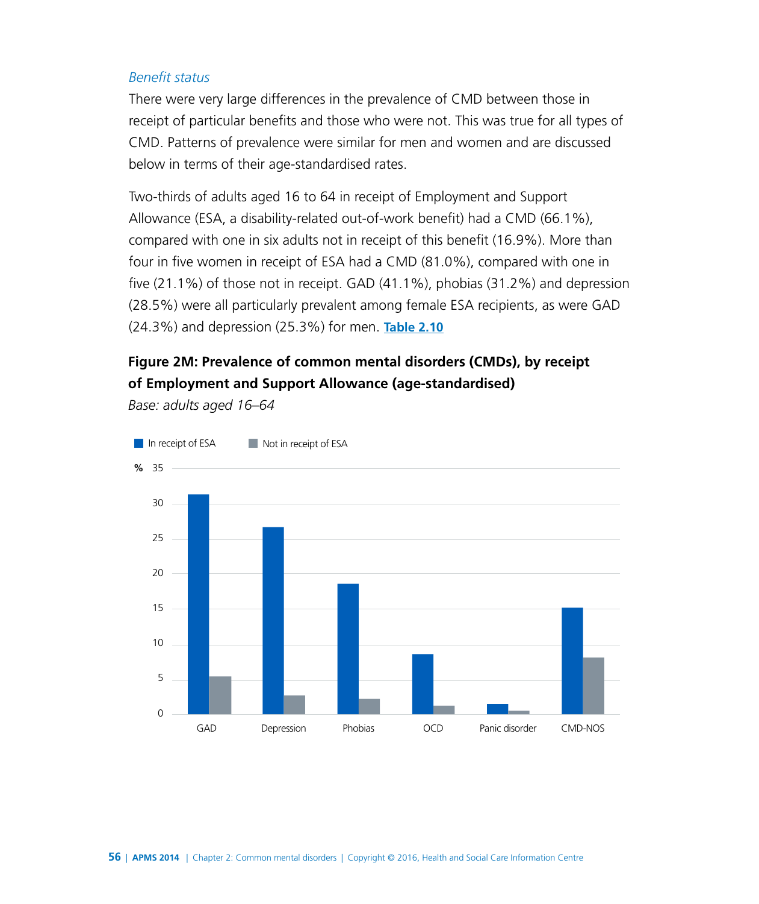*Benefit status*

There were very large differences in the prevalence of CMD between those in receipt of particular benefits and those who were not. This was true for all types of CMD. Patterns of prevalence were similar for men and women and are discussed below in terms of their age-standardised rates.

Two-thirds of adults aged 16 to 64 in receipt of Employment and Support Allowance (ESA, a disability-related out-of-work benefit) had a CMD (66.1%), compared with one in six adults not in receipt of this benefit (16.9%). More than four in five women in receipt of ESA had a CMD (81.0%), compared with one in five (21.1%) of those not in receipt. GAD (41.1%), phobias (31.2%) and depression (28.5%) were all particularly prevalent among female ESA recipients, as were GAD (24.3%) and depression (25.3%) for men. **Table 2.10**

**Figure 2M: Prevalence of common mental disorders (CMDs), by receipt of Employment and Support Allowance (age-standardised)**

*Base: adults aged 16–64*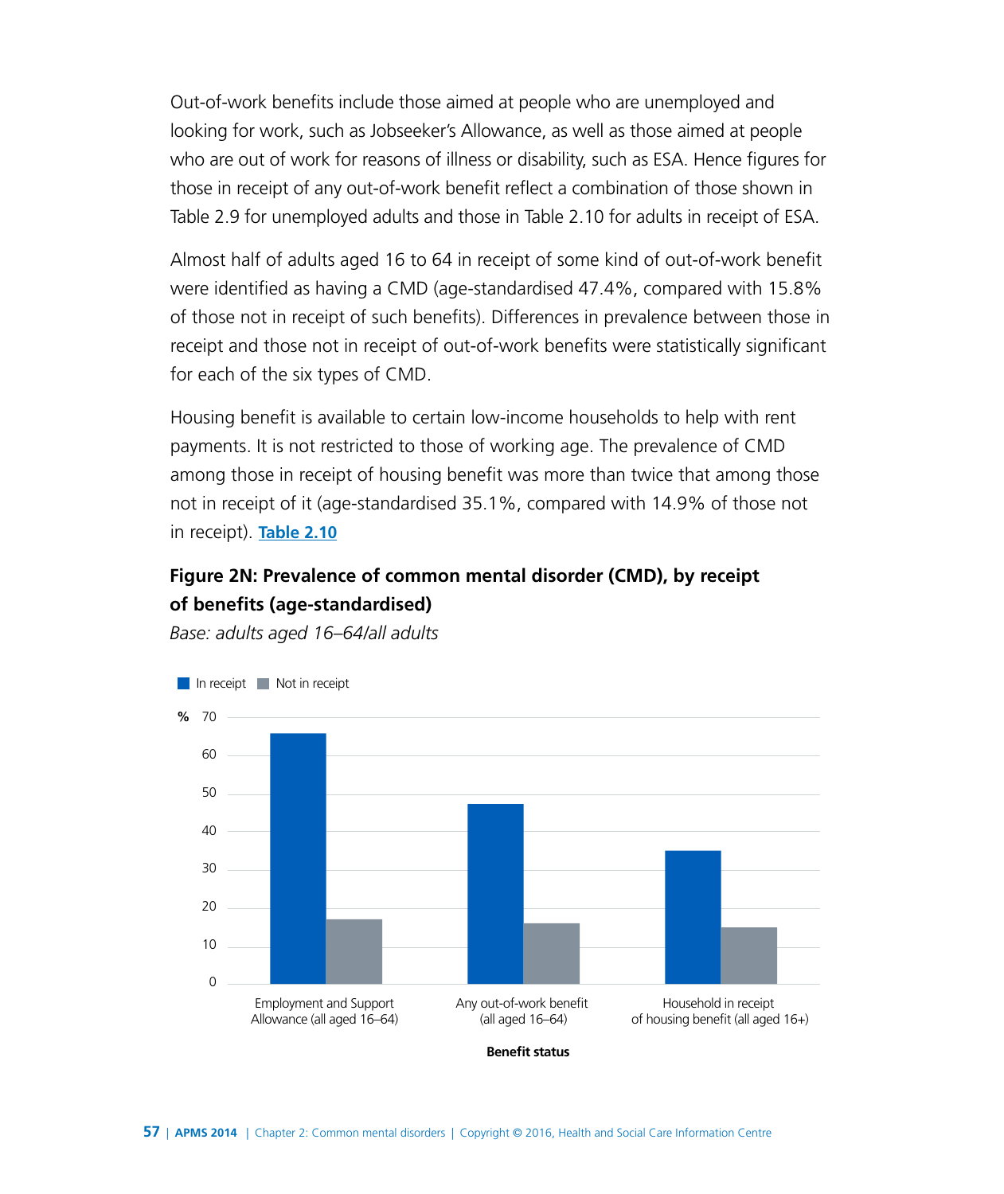Out-of-work benefits include those aimed at people who are unemployed and looking for work, such as Jobseeker's Allowance, as well as those aimed at people who are out of work for reasons of illness or disability, such as ESA. Hence figures for those in receipt of any out-of-work benefit reflect a combination of those shown in Table 2.9 for unemployed adults and those in Table 2.10 for adults in receipt of ESA.

Almost half of adults aged 16 to 64 in receipt of some kind of out-of-work benefit were identified as having a CMD (age-standardised 47.4%, compared with 15.8% of those not in receipt of such benefits). Differences in prevalence between those in receipt and those not in receipt of out-of-work benefits were statistically significant for each of the six types of CMD.

Housing benefit is available to certain low-income households to help with rent payments. It is not restricted to those of working age. The prevalence of CMD among those in receipt of housing benefit was more than twice that among those not in receipt of it (age-standardised 35.1%, compared with 14.9% of those not in receipt). **Table 2.10**

**Figure 2N: Prevalence of common mental disorder (CMD), by receipt of benefits (age-standardised)**

*Base: adults aged 16–64/all adults*

In receipt | Not in receipt

%

Employment and Support Allowance (all aged 16–64)

Any out-of-work benefit (all aged 16–64)

Household in receipt of housing benefit (all aged 16+)

Benefit status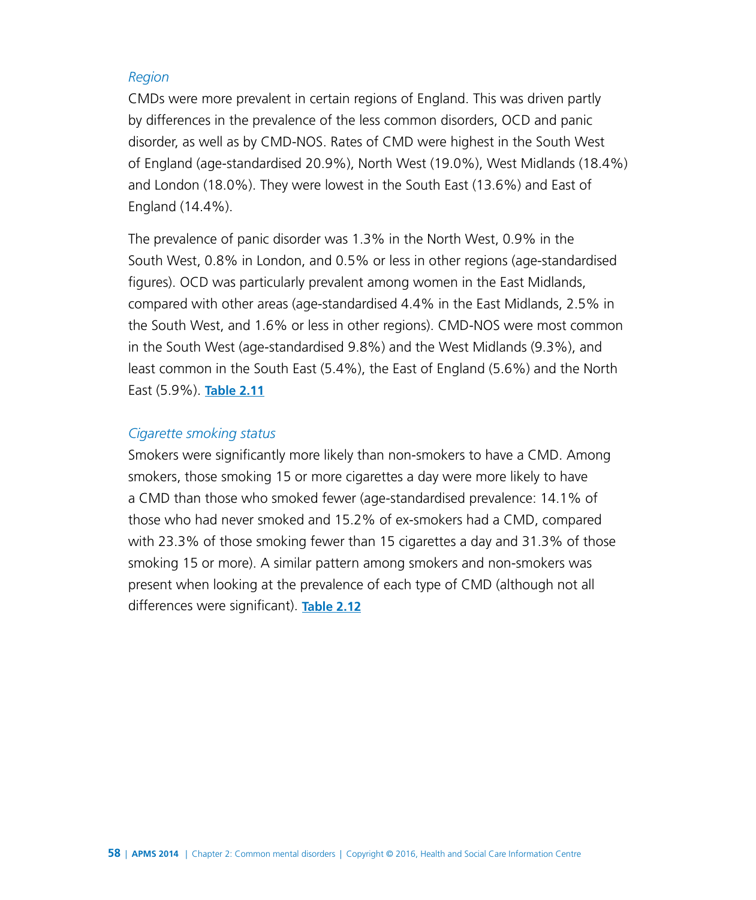### *Region*

CMDs were more prevalent in certain regions of England. This was driven partly by differences in the prevalence of the less common disorders, OCD and panic disorder, as well as by CMD-NOS. Rates of CMD were highest in the South West of England (age-standardised 20.9%), North West (19.0%), West Midlands (18.4%) and London (18.0%). They were lowest in the South East (13.6%) and East of England (14.4%).

The prevalence of panic disorder was 1.3% in the North West, 0.9% in the South West, 0.8% in London, and 0.5% or less in other regions (age-standardised figures). OCD was particularly prevalent among women in the East Midlands, compared with other areas (age-standardised 4.4% in the East Midlands, 2.5% in the South West, and 1.6% or less in other regions). CMD-NOS were most common in the South West (age-standardised 9.8%) and the West Midlands (9.3%), and least common in the South East (5.4%), the East of England (5.6%) and the North East (5.9%). **Table 2.11**

### *Cigarette smoking status*

Smokers were significantly more likely than non-smokers to have a CMD. Among smokers, those smoking 15 or more cigarettes a day were more likely to have a CMD than those who smoked fewer (age-standardised prevalence: 14.1% of those who had never smoked and 15.2% of ex-smokers had a CMD, compared with 23.3% of those smoking fewer than 15 cigarettes a day and 31.3% of those smoking 15 or more). A similar pattern among smokers and non-smokers was present when looking at the prevalence of each type of CMD (although not all differences were significant). **Table 2.12**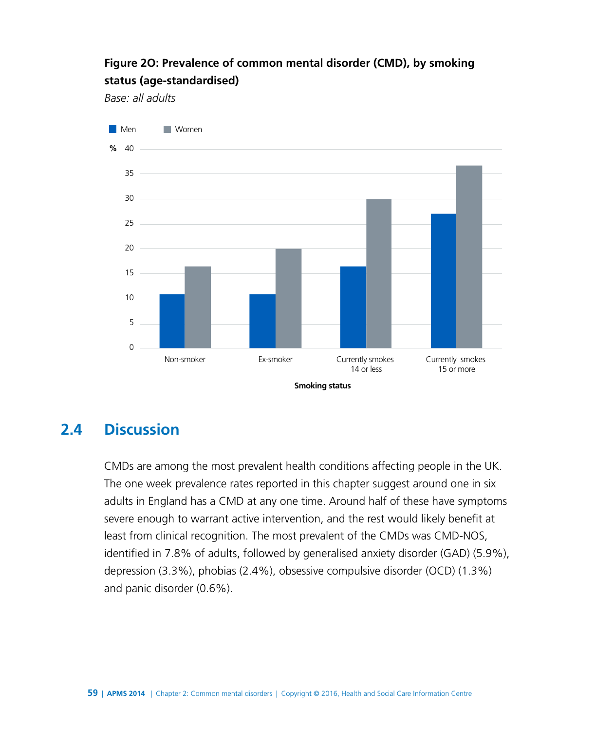**Figure 2O: Prevalence of common mental disorder (CMD), by smoking status (age-standardised)**

*Base: all adults*

## 2.4 Discussion

CMDs are among the most prevalent health conditions affecting people in the UK. The one week prevalence rates reported in this chapter suggest around one in six adults in England has a CMD at any one time. Around half of these have symptoms severe enough to warrant active intervention, and the rest would likely benefit at least from clinical recognition. The most prevalent of the CMDs was CMD-NOS, identified in 7.8% of adults, followed by generalised anxiety disorder (GAD) (5.9%), depression (3.3%), phobias (2.4%), obsessive compulsive disorder (OCD) (1.3%) and panic disorder (0.6%).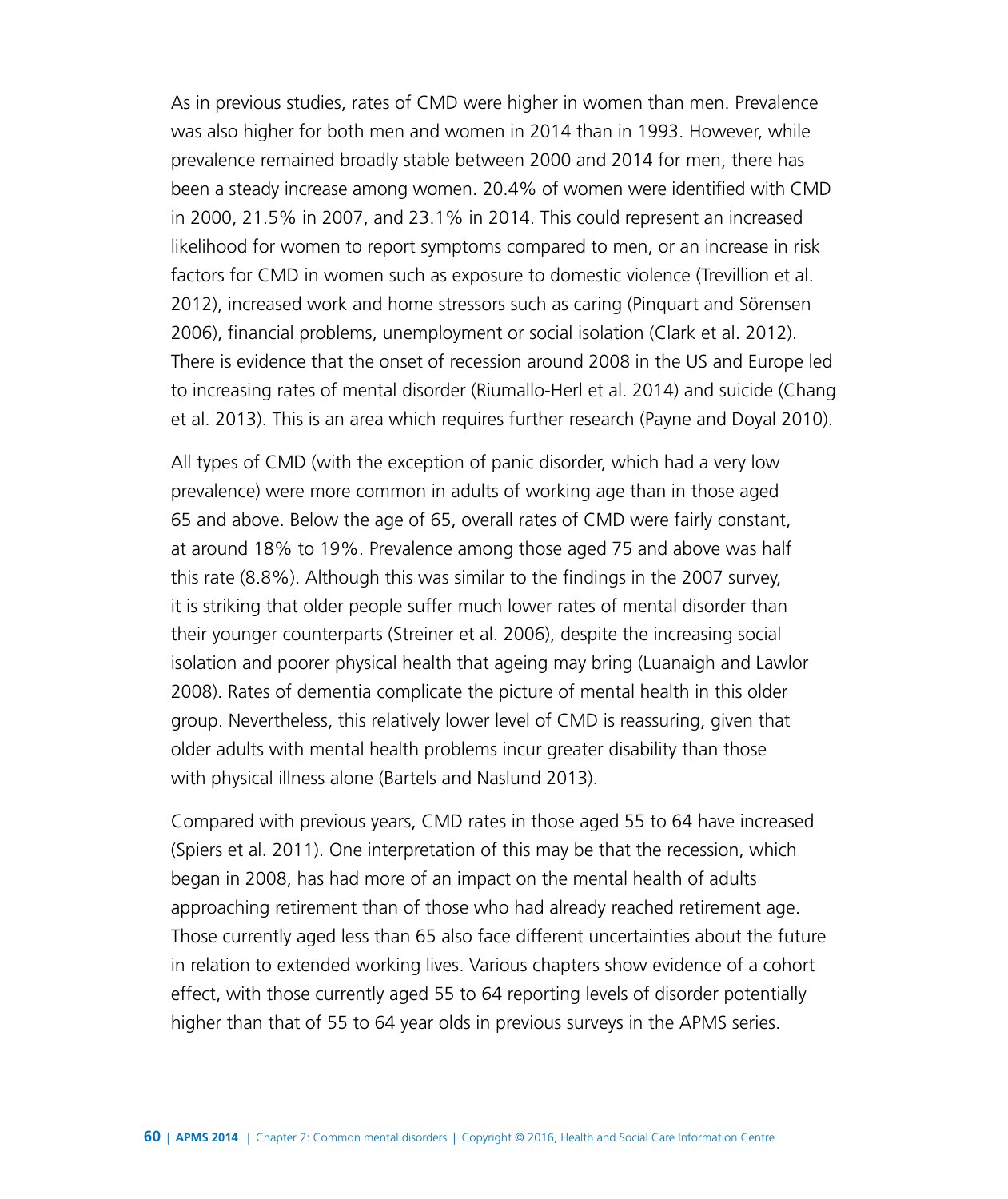As in previous studies, rates of CMD were higher in women than men. Prevalence was also higher for both men and women in 2014 than in 1993. However, while prevalence remained broadly stable between 2000 and 2014 for men, there has been a steady increase among women. 20.4% of women were identified with CMD in 2000, 21.5% in 2007, and 23.1% in 2014. This could represent an increased likelihood for women to report symptoms compared to men, or an increase in risk factors for CMD in women such as exposure to domestic violence (Trevillion et al. 2012), increased work and home stressors such as caring (Pinquart and Sörensen 2006), financial problems, unemployment or social isolation (Clark et al. 2012). There is evidence that the onset of recession around 2008 in the US and Europe led to increasing rates of mental disorder (Riumallo-Herl et al. 2014) and suicide (Chang et al. 2013). This is an area which requires further research (Payne and Doyal 2010).

All types of CMD (with the exception of panic disorder, which had a very low prevalence) were more common in adults of working age than in those aged 65 and above. Below the age of 65, overall rates of CMD were fairly constant, at around 18% to 19%. Prevalence among those aged 75 and above was half this rate (8.8%). Although this was similar to the findings in the 2007 survey, it is striking that older people suffer much lower rates of mental disorder than their younger counterparts (Streiner et al. 2006), despite the increasing social isolation and poorer physical health that ageing may bring (Luanaigh and Lawlor 2008). Rates of dementia complicate the picture of mental health in this older group. Nevertheless, this relatively lower level of CMD is reassuring, given that older adults with mental health problems incur greater disability than those with physical illness alone (Bartels and Naslund 2013).

Compared with previous years, CMD rates in those aged 55 to 64 have increased (Spiers et al. 2011). One interpretation of this may be that the recession, which began in 2008, has had more of an impact on the mental health of adults approaching retirement than of those who had already reached retirement age. Those currently aged less than 65 also face different uncertainties about the future in relation to extended working lives. Various chapters show evidence of a cohort effect, with those currently aged 55 to 64 reporting levels of disorder potentially higher than that of 55 to 64 year olds in previous surveys in the APMS series.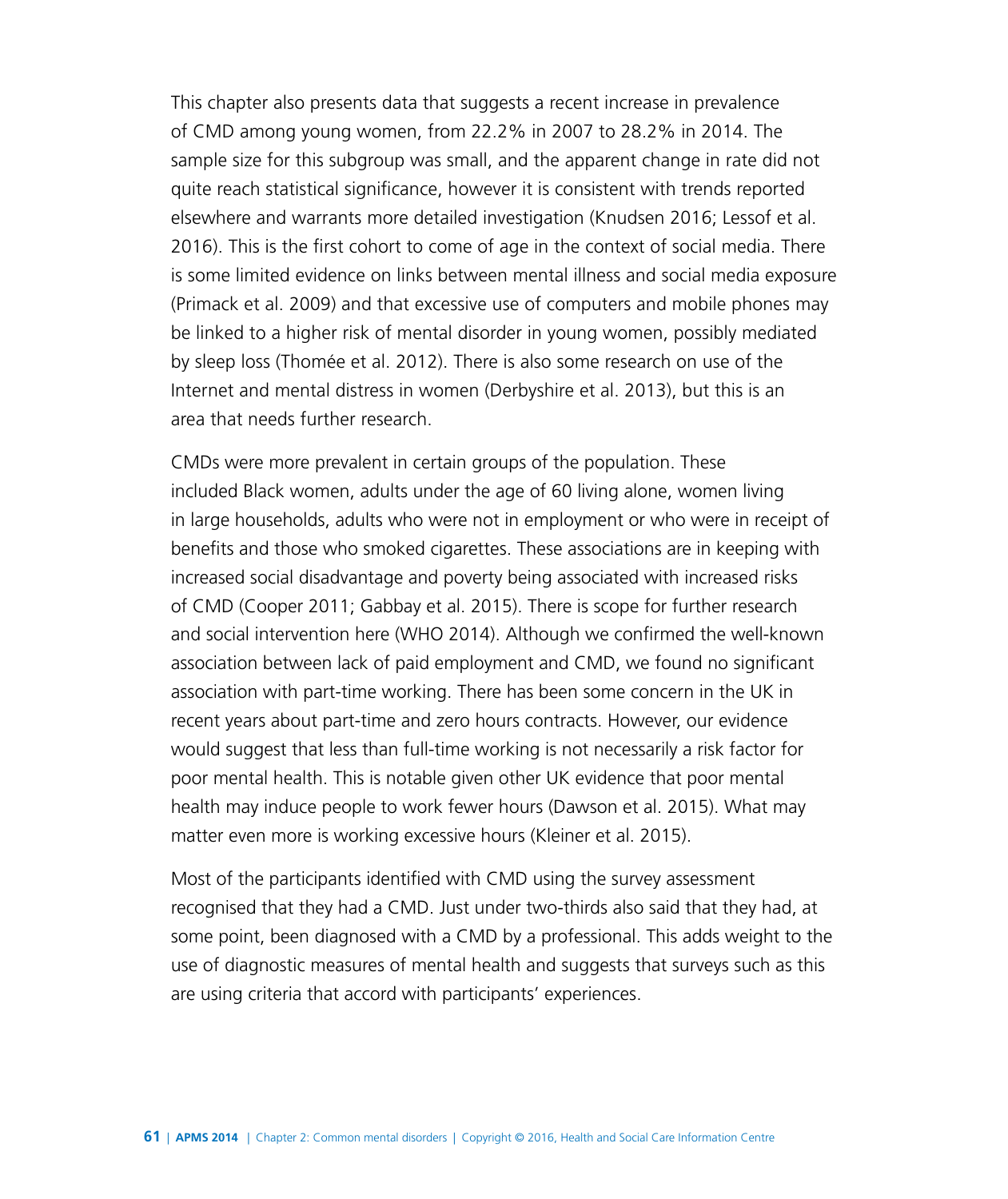This chapter also presents data that suggests a recent increase in prevalence of CMD among young women, from 22.2% in 2007 to 28.2% in 2014. The sample size for this subgroup was small, and the apparent change in rate did not quite reach statistical significance, however it is consistent with trends reported elsewhere and warrants more detailed investigation (Knudsen 2016; Lessof et al. 2016). This is the first cohort to come of age in the context of social media. There is some limited evidence on links between mental illness and social media exposure (Primack et al. 2009) and that excessive use of computers and mobile phones may be linked to a higher risk of mental disorder in young women, possibly mediated by sleep loss (Thomée et al. 2012). There is also some research on use of the Internet and mental distress in women (Derbyshire et al. 2013), but this is an area that needs further research.

CMDs were more prevalent in certain groups of the population. These included Black women, adults under the age of 60 living alone, women living in large households, adults who were not in employment or who were in receipt of benefits and those who smoked cigarettes. These associations are in keeping with increased social disadvantage and poverty being associated with increased risks of CMD (Cooper 2011; Gabbay et al. 2015). There is scope for further research and social intervention here (WHO 2014). Although we confirmed the well-known association between lack of paid employment and CMD, we found no significant association with part-time working. There has been some concern in the UK in recent years about part-time and zero hours contracts. However, our evidence would suggest that less than full-time working is not necessarily a risk factor for poor mental health. This is notable given other UK evidence that poor mental health may induce people to work fewer hours (Dawson et al. 2015). What may matter even more is working excessive hours (Kleiner et al. 2015).

Most of the participants identified with CMD using the survey assessment recognised that they had a CMD. Just under two-thirds also said that they had, at some point, been diagnosed with a CMD by a professional. This adds weight to the use of diagnostic measures of mental health and suggests that surveys such as this are using criteria that accord with participants' experiences.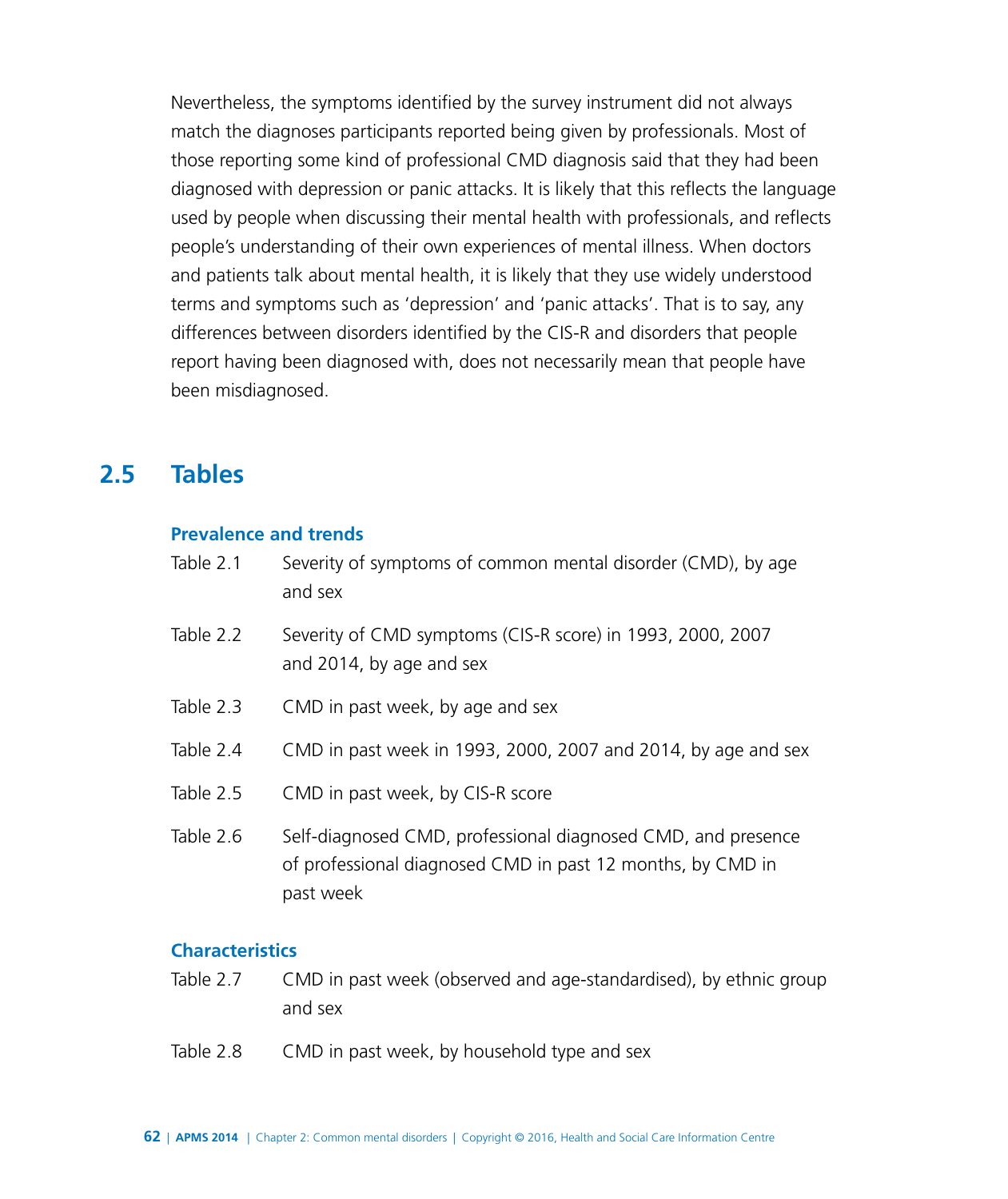Nevertheless, the symptoms identified by the survey instrument did not always match the diagnoses participants reported being given by professionals. Most of those reporting some kind of professional CMD diagnosis said that they had been diagnosed with depression or panic attacks. It is likely that this reflects the language used by people when discussing their mental health with professionals, and reflects people's understanding of their own experiences of mental illness. When doctors and patients talk about mental health, it is likely that they use widely understood terms and symptoms such as 'depression' and 'panic attacks'. That is to say, any differences between disorders identified by the CIS-R and disorders that people report having been diagnosed with, does not necessarily mean that people have been misdiagnosed.

## 2.5 Tables

### Prevalence and trends

| | |
|---|---|
| Table 2.1 | Severity of symptoms of common mental disorder (CMD), by age and sex |
| Table 2.2 | Severity of CMD symptoms (CIS-R score) in 1993, 2000, 2007 and 2014, by age and sex |
| Table 2.3 | CMD in past week, by age and sex |
| Table 2.4 | CMD in past week in 1993, 2000, 2007 and 2014, by age and sex |
| Table 2.5 | CMD in past week, by CIS-R score |
| Table 2.6 | Self-diagnosed CMD, professional diagnosed CMD, and presence of professional diagnosed CMD in past 12 months, by CMD in past week |

### Characteristics

| | |
|---|---|
| Table 2.7 | CMD in past week (observed and age-standardised), by ethnic group and sex |
| Table 2.8 | CMD in past week, by household type and sex |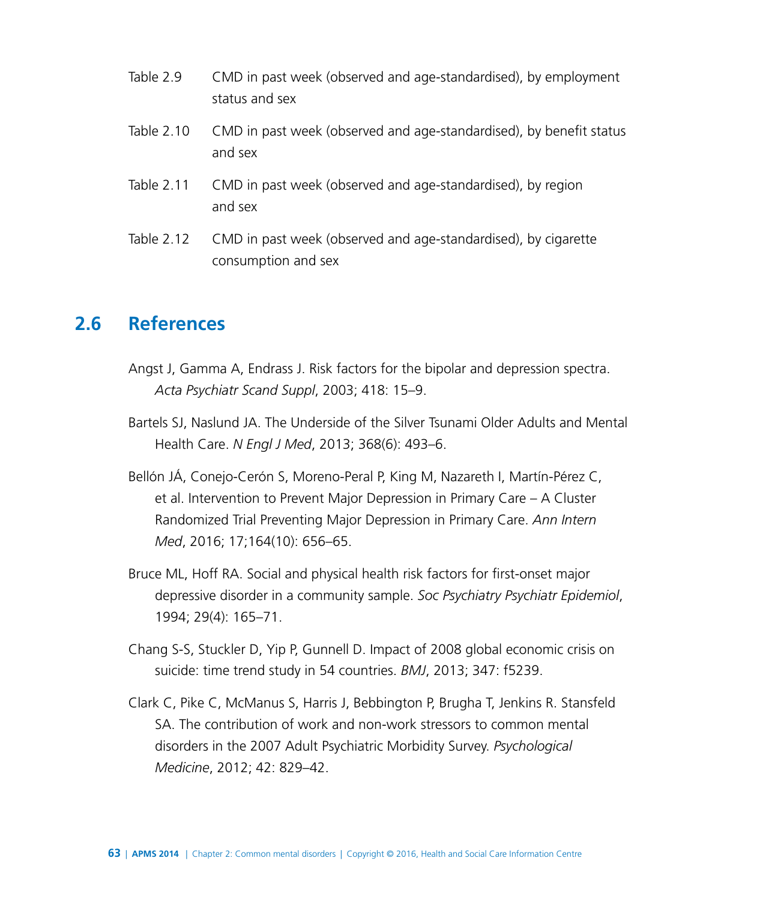Table 2.9 CMD in past week (observed and age-standardised), by employment status and sex

Table 2.10 CMD in past week (observed and age-standardised), by benefit status and sex

Table 2.11 CMD in past week (observed and age-standardised), by region and sex

Table 2.12 CMD in past week (observed and age-standardised), by cigarette consumption and sex

## 2.6 References

Angst J, Gamma A, Endrass J. Risk factors for the bipolar and depression spectra. *Acta Psychiatr Scand Suppl*, 2003; 418: 15–9.

Bartels SJ, Naslund JA. The Underside of the Silver Tsunami Older Adults and Mental Health Care. *N Engl J Med*, 2013; 368(6): 493–6.

Bellón JÁ, Conejo-Cerón S, Moreno-Peral P, King M, Nazareth I, Martín-Pérez C, et al. Intervention to Prevent Major Depression in Primary Care – A Cluster Randomized Trial Preventing Major Depression in Primary Care. *Ann Intern Med*, 2016; 17;164(10): 656–65.

Bruce ML, Hoff RA. Social and physical health risk factors for first-onset major depressive disorder in a community sample. *Soc Psychiatry Psychiatr Epidemiol*, 1994; 29(4): 165–71.

Chang S-S, Stuckler D, Yip P, Gunnell D. Impact of 2008 global economic crisis on suicide: time trend study in 54 countries. *BMJ*, 2013; 347: f5239.

Clark C, Pike C, McManus S, Harris J, Bebbington P, Brugha T, Jenkins R. Stansfeld SA. The contribution of work and non-work stressors to common mental disorders in the 2007 Adult Psychiatric Morbidity Survey. *Psychological Medicine*, 2012; 42: 829–42.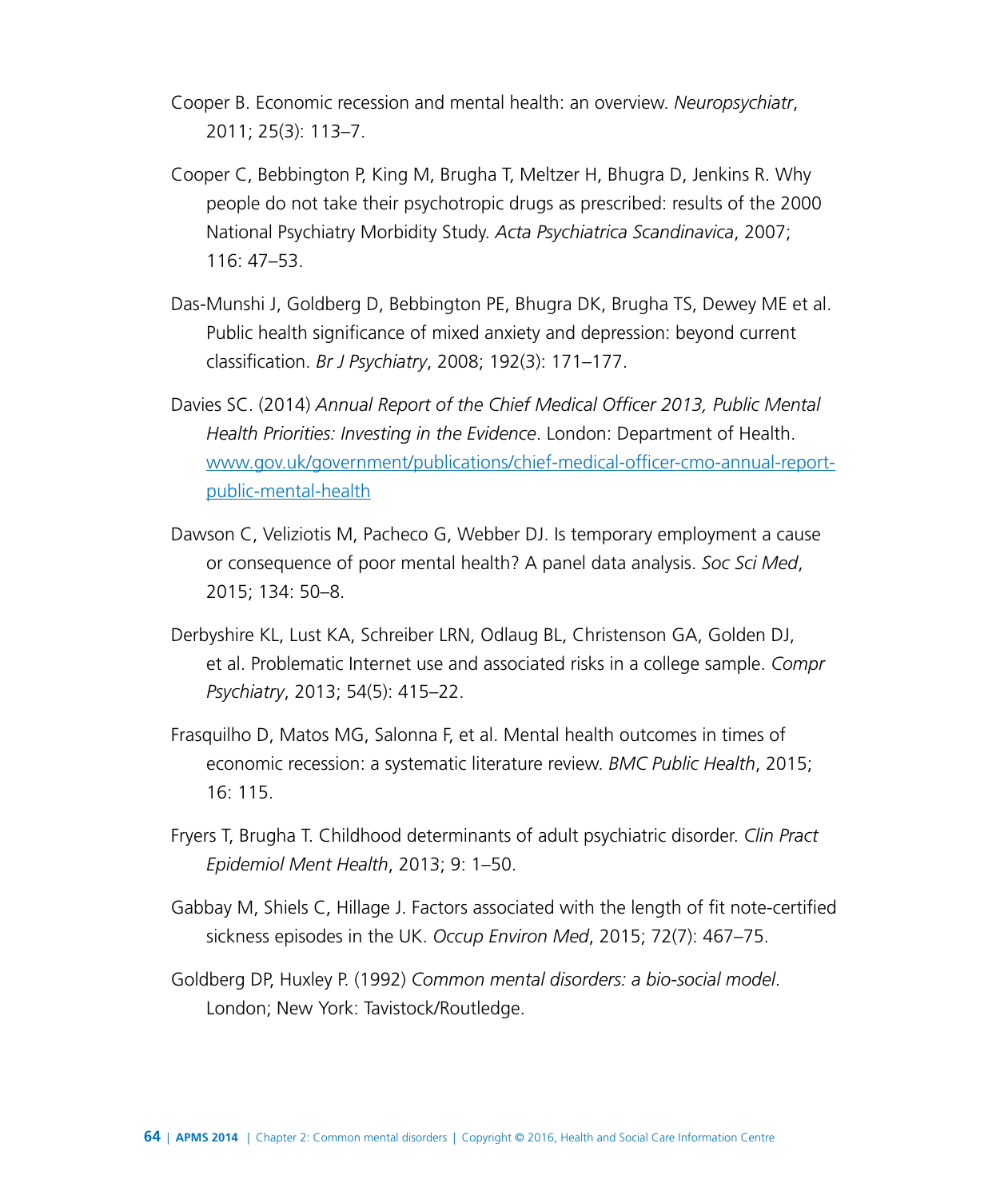Cooper B. Economic recession and mental health: an overview. *Neuropsychiatr*, 2011; 25(3): 113–7.

Cooper C, Bebbington P, King M, Brugha T, Meltzer H, Bhugra D, Jenkins R. Why people do not take their psychotropic drugs as prescribed: results of the 2000 National Psychiatry Morbidity Study. *Acta Psychiatrica Scandinavica*, 2007; 116: 47–53.

Das-Munshi J, Goldberg D, Bebbington PE, Bhugra DK, Brugha TS, Dewey ME et al. Public health significance of mixed anxiety and depression: beyond current classification. *Br J Psychiatry*, 2008; 192(3): 171–177.

Davies SC. (2014) *Annual Report of the Chief Medical Officer 2013, Public Mental Health Priorities: Investing in the Evidence*. London: Department of Health. [www.gov.uk/government/publications/chief-medical-officer-cmo-annual-report-public-mental-health](www.gov.uk/government/publications/chief-medical-officer-cmo-annual-report-public-mental-health)

Dawson C, Veliziotis M, Pacheco G, Webber DJ. Is temporary employment a cause or consequence of poor mental health? A panel data analysis. *Soc Sci Med*, 2015; 134: 50–8.

Derbyshire KL, Lust KA, Schreiber LRN, Odlaug BL, Christenson GA, Golden DJ, et al. Problematic Internet use and associated risks in a college sample. *Compr Psychiatry*, 2013; 54(5): 415–22.

Frasquilho D, Matos MG, Salonna F, et al. Mental health outcomes in times of economic recession: a systematic literature review. *BMC Public Health*, 2015; 16: 115.

Fryers T, Brugha T. Childhood determinants of adult psychiatric disorder. *Clin Pract Epidemiol Ment Health*, 2013; 9: 1–50.

Gabbay M, Shiels C, Hillage J. Factors associated with the length of fit note-certified sickness episodes in the UK. *Occup Environ Med*, 2015; 72(7): 467–75.

Goldberg DP, Huxley P. (1992) *Common mental disorders: a bio-social model*. London; New York: Tavistock/Routledge.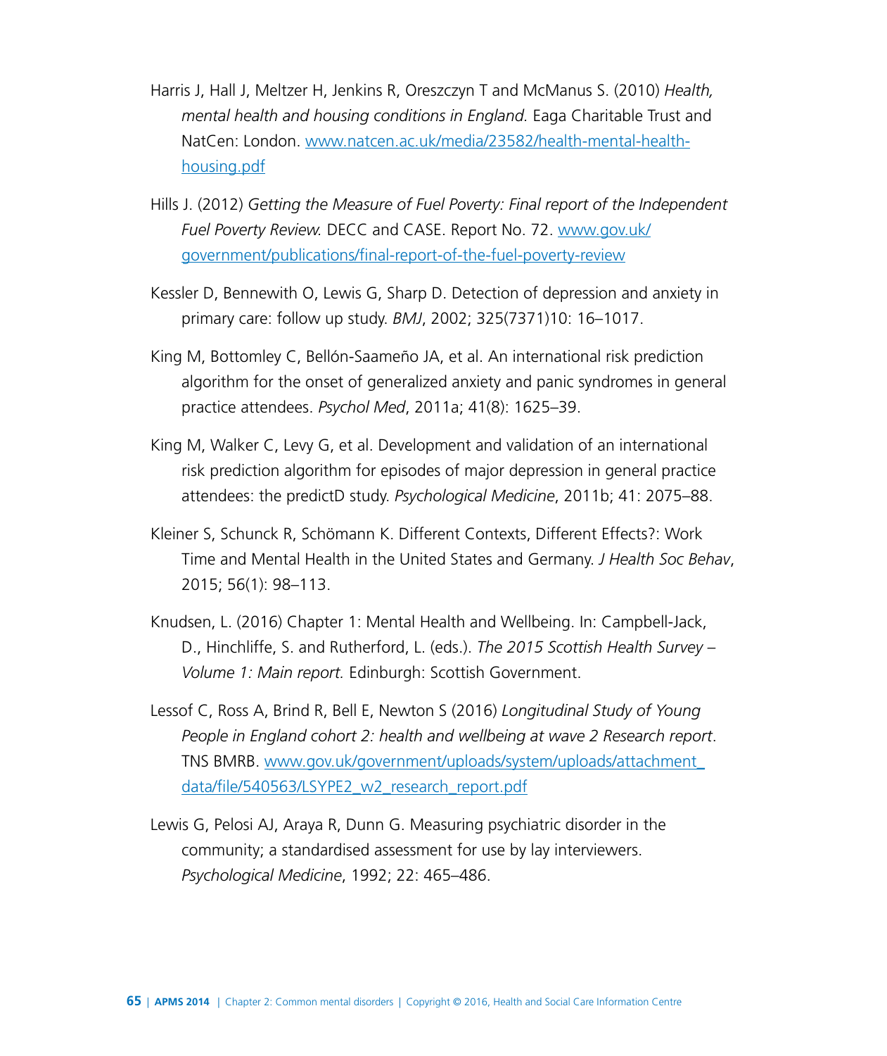Harris J, Hall J, Meltzer H, Jenkins R, Oreszczyn T and McManus S. (2010) *Health, mental health and housing conditions in England.* Eaga Charitable Trust and NatCen: London. www.natcen.ac.uk/media/23582/health-mental-health-housing.pdf

Hills J. (2012) *Getting the Measure of Fuel Poverty: Final report of the Independent Fuel Poverty Review.* DECC and CASE. Report No. 72. www.gov.uk/government/publications/final-report-of-the-fuel-poverty-review

Kessler D, Bennewith O, Lewis G, Sharp D. Detection of depression and anxiety in primary care: follow up study. *BMJ*, 2002; 325(7371)10: 16–1017.

King M, Bottomley C, Bellón-Saameño JA, et al. An international risk prediction algorithm for the onset of generalized anxiety and panic syndromes in general practice attendees. *Psychol Med*, 2011a; 41(8): 1625–39.

King M, Walker C, Levy G, et al. Development and validation of an international risk prediction algorithm for episodes of major depression in general practice attendees: the predictD study. *Psychological Medicine*, 2011b; 41: 2075–88.

Kleiner S, Schunck R, Schömann K. Different Contexts, Different Effects?: Work Time and Mental Health in the United States and Germany. *J Health Soc Behav*, 2015; 56(1): 98–113.

Knudsen, L. (2016) Chapter 1: Mental Health and Wellbeing. In: Campbell-Jack, D., Hinchliffe, S. and Rutherford, L. (eds.). *The 2015 Scottish Health Survey – Volume 1: Main report.* Edinburgh: Scottish Government.

Lessof C, Ross A, Brind R, Bell E, Newton S (2016) *Longitudinal Study of Young People in England cohort 2: health and wellbeing at wave 2 Research report*. TNS BMRB. www.gov.uk/government/uploads/system/uploads/attachment_data/file/540563/LSYPE2_w2_research_report.pdf

Lewis G, Pelosi AJ, Araya R, Dunn G. Measuring psychiatric disorder in the community; a standardised assessment for use by lay interviewers. *Psychological Medicine*, 1992; 22: 465–486.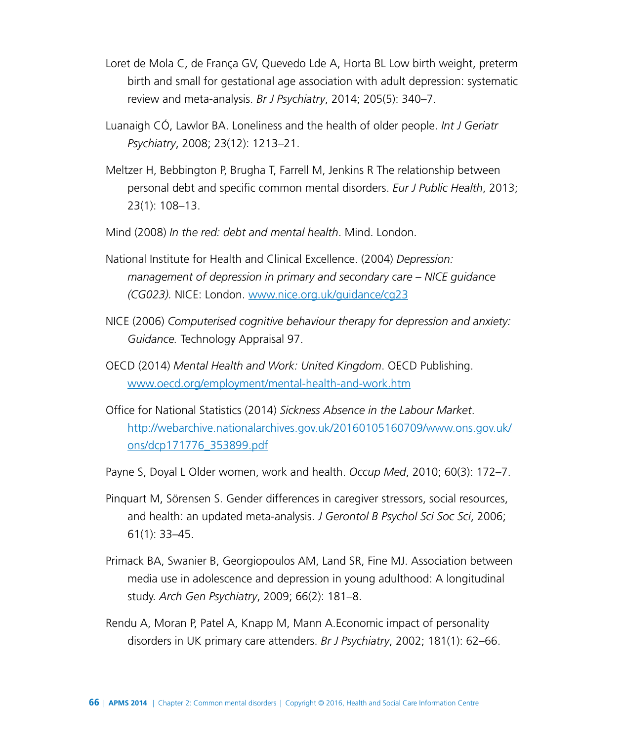Loret de Mola C, de França GV, Quevedo Lde A, Horta BL Low birth weight, preterm birth and small for gestational age association with adult depression: systematic review and meta-analysis. *Br J Psychiatry*, 2014; 205(5): 340–7.

Luanaigh CÓ, Lawlor BA. Loneliness and the health of older people. *Int J Geriatr Psychiatry*, 2008; 23(12): 1213–21.

Meltzer H, Bebbington P, Brugha T, Farrell M, Jenkins R The relationship between personal debt and specific common mental disorders. *Eur J Public Health*, 2013; 23(1): 108–13.

Mind (2008) *In the red: debt and mental health*. Mind. London.

National Institute for Health and Clinical Excellence. (2004) *Depression: management of depression in primary and secondary care – NICE guidance (CG023).* NICE: London. [www.nice.org.uk/guidance/cg23](www.nice.org.uk/guidance/cg23)

NICE (2006) *Computerised cognitive behaviour therapy for depression and anxiety: Guidance.* Technology Appraisal 97.

OECD (2014) *Mental Health and Work: United Kingdom*. OECD Publishing. [www.oecd.org/employment/mental-health-and-work.htm](www.oecd.org/employment/mental-health-and-work.htm)

Office for National Statistics (2014) *Sickness Absence in the Labour Market*. [http://webarchive.nationalarchives.gov.uk/20160105160709/www.ons.gov.uk/ons/dcp171776_353899.pdf](http://webarchive.nationalarchives.gov.uk/20160105160709/www.ons.gov.uk/ons/dcp171776_353899.pdf)

Payne S, Doyal L Older women, work and health. *Occup Med*, 2010; 60(3): 172–7.

Pinquart M, Sörensen S. Gender differences in caregiver stressors, social resources, and health: an updated meta-analysis. *J Gerontol B Psychol Sci Soc Sci*, 2006; 61(1): 33–45.

Primack BA, Swanier B, Georgiopoulos AM, Land SR, Fine MJ. Association between media use in adolescence and depression in young adulthood: A longitudinal study. *Arch Gen Psychiatry*, 2009; 66(2): 181–8.

Rendu A, Moran P, Patel A, Knapp M, Mann A.Economic impact of personality disorders in UK primary care attenders. *Br J Psychiatry*, 2002; 181(1): 62–66.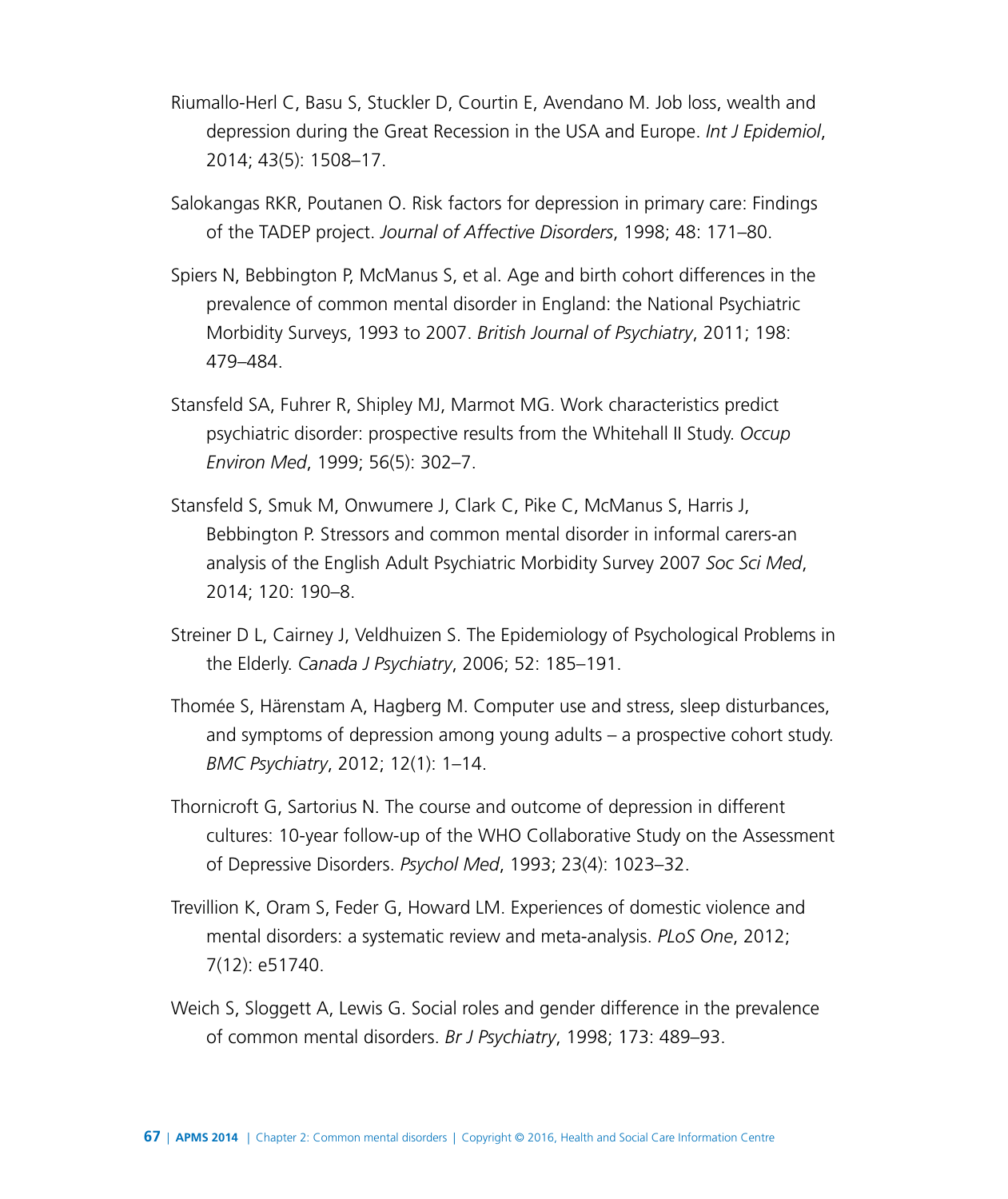Riumallo-Herl C, Basu S, Stuckler D, Courtin E, Avendano M. Job loss, wealth and depression during the Great Recession in the USA and Europe. *Int J Epidemiol*, 2014; 43(5): 1508–17.

Salokangas RKR, Poutanen O. Risk factors for depression in primary care: Findings of the TADEP project. *Journal of Affective Disorders*, 1998; 48: 171–80.

Spiers N, Bebbington P, McManus S, et al. Age and birth cohort differences in the prevalence of common mental disorder in England: the National Psychiatric Morbidity Surveys, 1993 to 2007. *British Journal of Psychiatry*, 2011; 198: 479–484.

Stansfeld SA, Fuhrer R, Shipley MJ, Marmot MG. Work characteristics predict psychiatric disorder: prospective results from the Whitehall II Study. *Occup Environ Med*, 1999; 56(5): 302–7.

Stansfeld S, Smuk M, Onwumere J, Clark C, Pike C, McManus S, Harris J, Bebbington P. Stressors and common mental disorder in informal carers-an analysis of the English Adult Psychiatric Morbidity Survey 2007 *Soc Sci Med*, 2014; 120: 190–8.

Streiner D L, Cairney J, Veldhuizen S. The Epidemiology of Psychological Problems in the Elderly. *Canada J Psychiatry*, 2006; 52: 185–191.

Thomée S, Härenstam A, Hagberg M. Computer use and stress, sleep disturbances, and symptoms of depression among young adults – a prospective cohort study. *BMC Psychiatry*, 2012; 12(1): 1–14.

Thornicroft G, Sartorius N. The course and outcome of depression in different cultures: 10-year follow-up of the WHO Collaborative Study on the Assessment of Depressive Disorders. *Psychol Med*, 1993; 23(4): 1023–32.

Trevillion K, Oram S, Feder G, Howard LM. Experiences of domestic violence and mental disorders: a systematic review and meta-analysis. *PLoS One*, 2012; 7(12): e51740.

Weich S, Sloggett A, Lewis G. Social roles and gender difference in the prevalence of common mental disorders. *Br J Psychiatry*, 1998; 173: 489–93.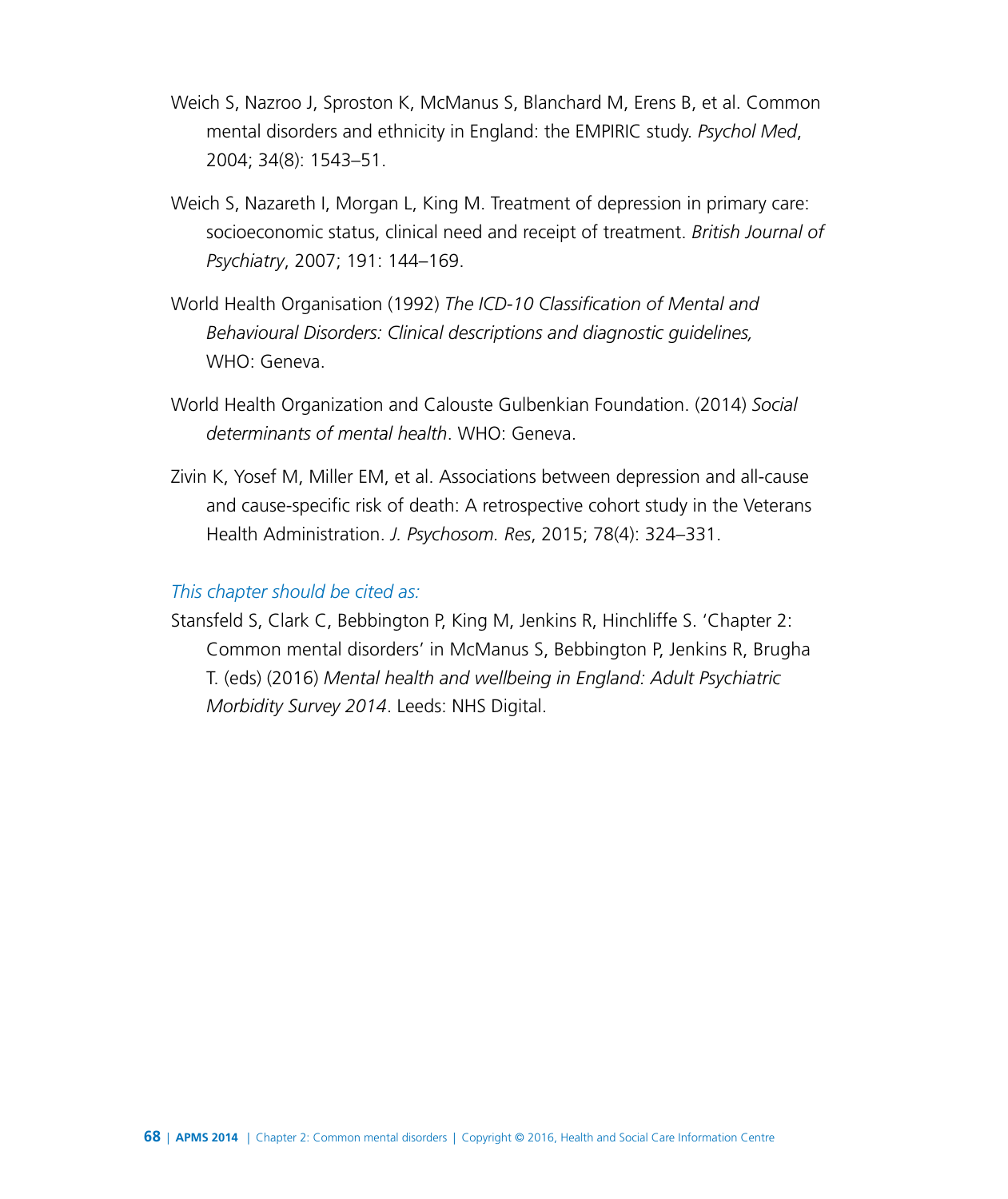Weich S, Nazroo J, Sproston K, McManus S, Blanchard M, Erens B, et al. Common mental disorders and ethnicity in England: the EMPIRIC study. *Psychol Med*, 2004; 34(8): 1543–51.

Weich S, Nazareth I, Morgan L, King M. Treatment of depression in primary care: socioeconomic status, clinical need and receipt of treatment. *British Journal of Psychiatry*, 2007; 191: 144–169.

World Health Organisation (1992) *The ICD-10 Classification of Mental and Behavioural Disorders: Clinical descriptions and diagnostic guidelines,* WHO: Geneva.

World Health Organization and Calouste Gulbenkian Foundation. (2014) *Social determinants of mental health*. WHO: Geneva.

Zivin K, Yosef M, Miller EM, et al. Associations between depression and all-cause and cause-specific risk of death: A retrospective cohort study in the Veterans Health Administration. *J. Psychosom. Res*, 2015; 78(4): 324–331.

*This chapter should be cited as:*

Stansfeld S, Clark C, Bebbington P, King M, Jenkins R, Hinchliffe S. 'Chapter 2: Common mental disorders' in McManus S, Bebbington P, Jenkins R, Brugha T. (eds) (2016) *Mental health and wellbeing in England: Adult Psychiatric Morbidity Survey 2014*. Leeds: NHS Digital.